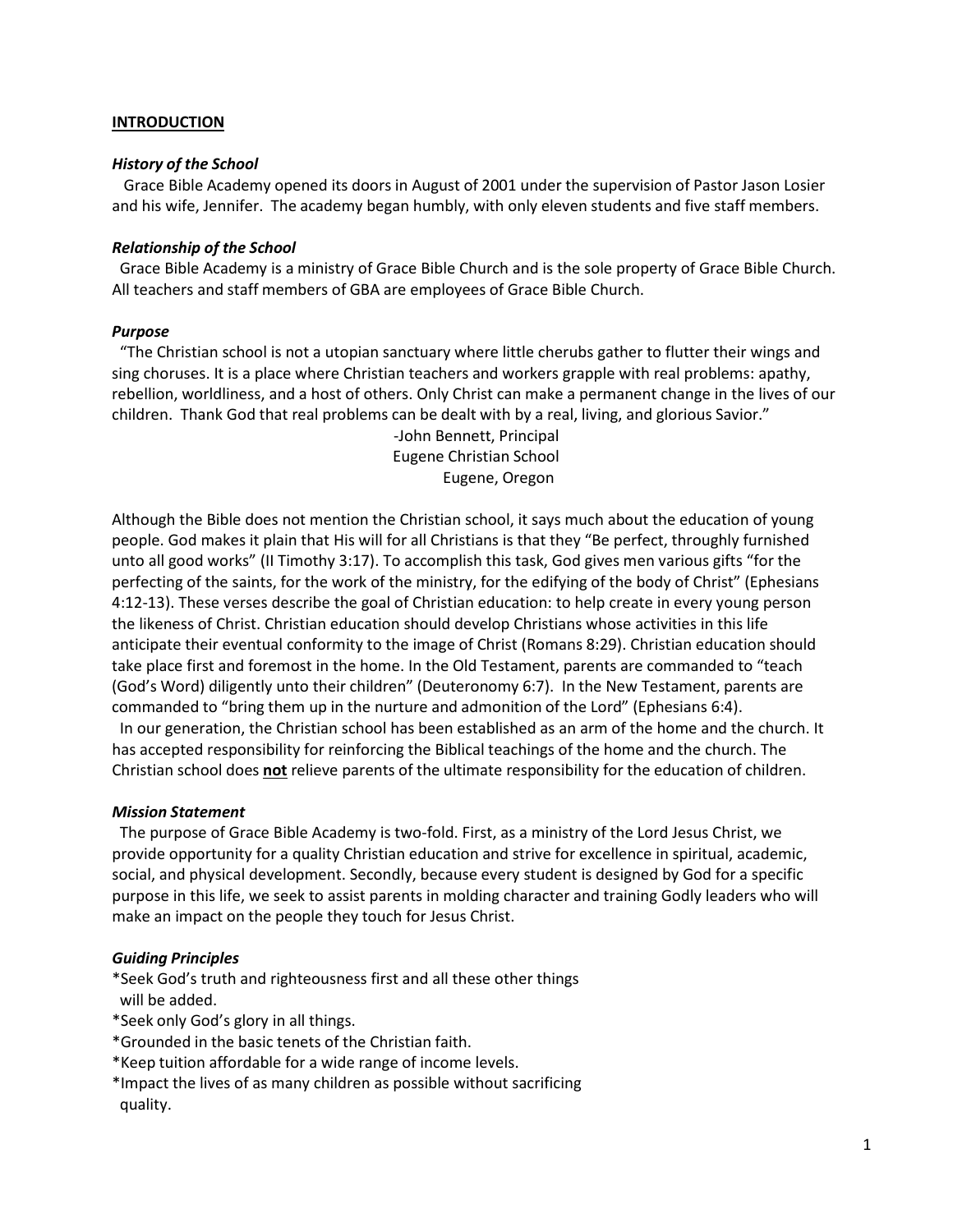## INTRODUCTION

### *History of the School*

Grace Bible Academy opened its doors in August of 2001 under the supervision of Pastor Jason Losier and his wife, Jennifer. The academy began humbly, with only eleven students and five staff members.

### *Relationship of the School*

Grace Bible Academy is a ministry of Grace Bible Church and is the sole property of Grace Bible Church. All teachers and staff members of GBA are employees of Grace Bible Church.

### *Purpose*

"The Christian school is not a utopian sanctuary where little cherubs gather to flutter their wings and sing choruses. It is a place where Christian teachers and workers grapple with real problems: apathy, rebellion, worldliness, and a host of others. Only Christ can make a permanent change in the lives of our children. Thank God that real problems can be dealt with by a real, living, and glorious Savior."

-John Bennett, Principal
Eugene Christian School
Eugene, Oregon

Although the Bible does not mention the Christian school, it says much about the education of young people. God makes it plain that His will for all Christians is that they "Be perfect, throughly furnished unto all good works" (II Timothy 3:17). To accomplish this task, God gives men various gifts "for the perfecting of the saints, for the work of the ministry, for the edifying of the body of Christ" (Ephesians 4:12-13). These verses describe the goal of Christian education: to help create in every young person the likeness of Christ. Christian education should develop Christians whose activities in this life anticipate their eventual conformity to the image of Christ (Romans 8:29). Christian education should take place first and foremost in the home. In the Old Testament, parents are commanded to "teach (God's Word) diligently unto their children" (Deuteronomy 6:7). In the New Testament, parents are commanded to "bring them up in the nurture and admonition of the Lord" (Ephesians 6:4).

In our generation, the Christian school has been established as an arm of the home and the church. It has accepted responsibility for reinforcing the Biblical teachings of the home and the church. The Christian school does **<u>not</u>** relieve parents of the ultimate responsibility for the education of children.

### *Mission Statement*

The purpose of Grace Bible Academy is two-fold. First, as a ministry of the Lord Jesus Christ, we provide opportunity for a quality Christian education and strive for excellence in spiritual, academic, social, and physical development. Secondly, because every student is designed by God for a specific purpose in this life, we seek to assist parents in molding character and training Godly leaders who will make an impact on the people they touch for Jesus Christ.

### *Guiding Principles*

*Seek God's truth and righteousness first and all these other things will be added.
*Seek only God's glory in all things.
*Grounded in the basic tenets of the Christian faith.
*Keep tuition affordable for a wide range of income levels.
*Impact the lives of as many children as possible without sacrificing quality.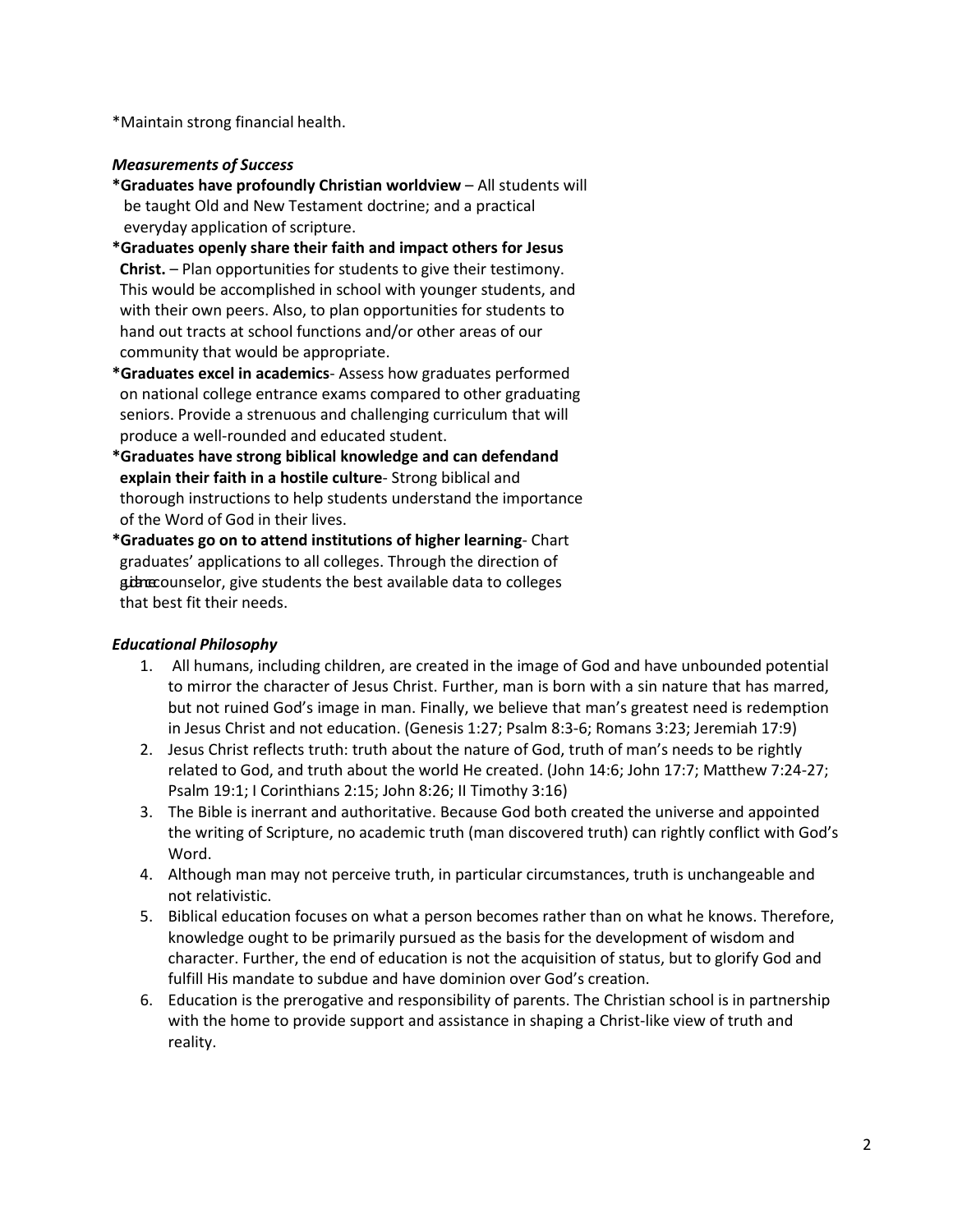*Maintain strong financial health.

***Measurements of Success***

**\*Graduates have profoundly Christian worldview** – All students will be taught Old and New Testament doctrine; and a practical everyday application of scripture.

**\*Graduates openly share their faith and impact others for Jesus Christ.** – Plan opportunities for students to give their testimony. This would be accomplished in school with younger students, and with their own peers. Also, to plan opportunities for students to hand out tracts at school functions and/or other areas of our community that would be appropriate.

**\*Graduates excel in academics**- Assess how graduates performed on national college entrance exams compared to other graduating seniors. Provide a strenuous and challenging curriculum that will produce a well-rounded and educated student.

**\*Graduates have strong biblical knowledge and can defendand explain their faith in a hostile culture**- Strong biblical and thorough instructions to help students understand the importance of the Word of God in their lives.

**\*Graduates go on to attend institutions of higher learning**- Chart graduates' applications to all colleges. Through the direction of guidance counselor, give students the best available data to colleges that best fit their needs.

***Educational Philosophy***

1. All humans, including children, are created in the image of God and have unbounded potential to mirror the character of Jesus Christ. Further, man is born with a sin nature that has marred, but not ruined God's image in man. Finally, we believe that man's greatest need is redemption in Jesus Christ and not education. (Genesis 1:27; Psalm 8:3-6; Romans 3:23; Jeremiah 17:9)
2. Jesus Christ reflects truth: truth about the nature of God, truth of man's needs to be rightly related to God, and truth about the world He created. (John 14:6; John 17:7; Matthew 7:24-27; Psalm 19:1; I Corinthians 2:15; John 8:26; II Timothy 3:16)
3. The Bible is inerrant and authoritative. Because God both created the universe and appointed the writing of Scripture, no academic truth (man discovered truth) can rightly conflict with God's Word.
4. Although man may not perceive truth, in particular circumstances, truth is unchangeable and not relativistic.
5. Biblical education focuses on what a person becomes rather than on what he knows. Therefore, knowledge ought to be primarily pursued as the basis for the development of wisdom and character. Further, the end of education is not the acquisition of status, but to glorify God and fulfill His mandate to subdue and have dominion over God's creation.
6. Education is the prerogative and responsibility of parents. The Christian school is in partnership with the home to provide support and assistance in shaping a Christ-like view of truth and reality.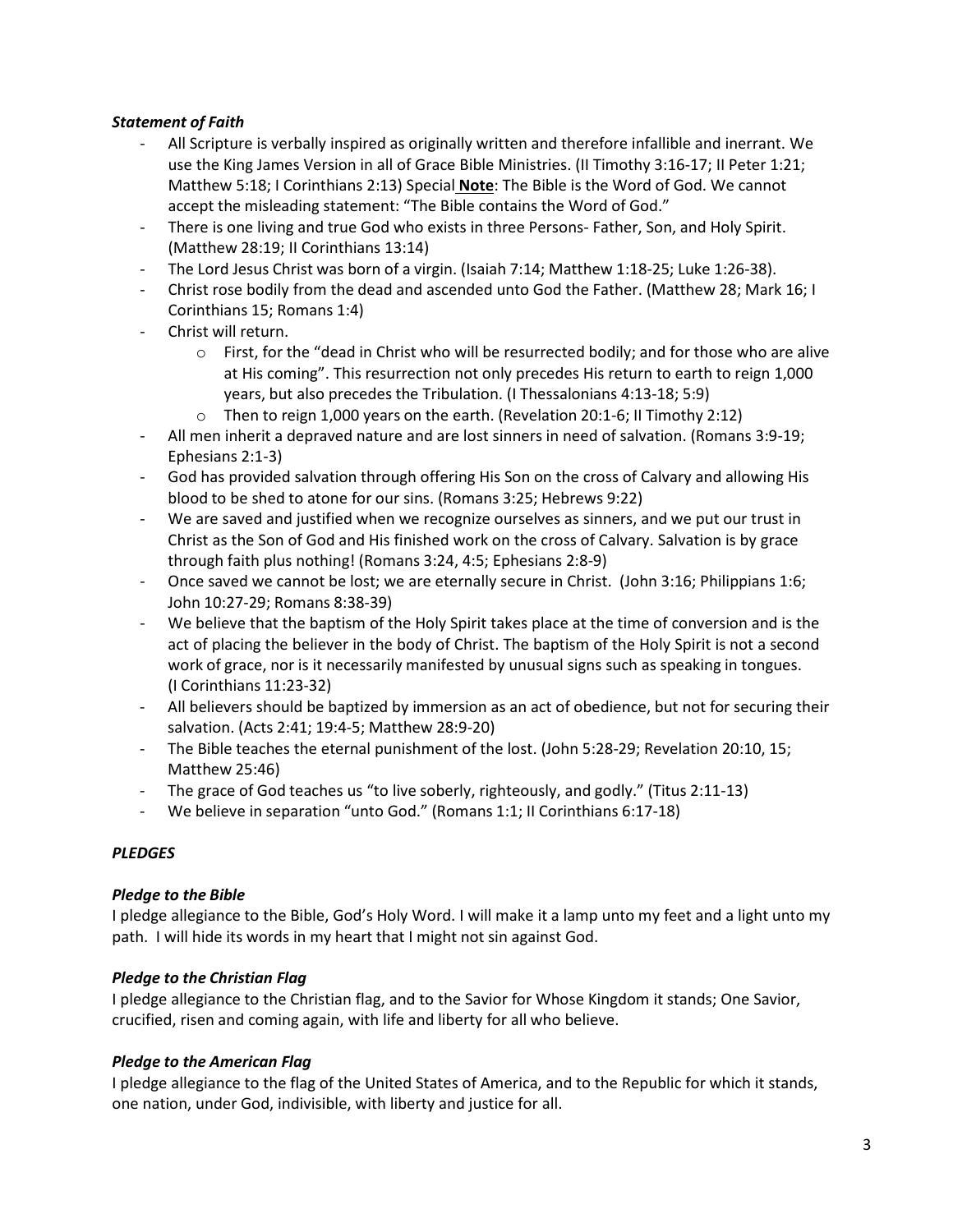### *Statement of Faith*

- All Scripture is verbally inspired as originally written and therefore infallible and inerrant. We use the King James Version in all of Grace Bible Ministries. (II Timothy 3:16-17; II Peter 1:21; Matthew 5:18; I Corinthians 2:13) Special **Note**: The Bible is the Word of God. We cannot accept the misleading statement: "The Bible contains the Word of God."
- There is one living and true God who exists in three Persons- Father, Son, and Holy Spirit. (Matthew 28:19; II Corinthians 13:14)
- The Lord Jesus Christ was born of a virgin. (Isaiah 7:14; Matthew 1:18-25; Luke 1:26-38).
- Christ rose bodily from the dead and ascended unto God the Father. (Matthew 28; Mark 16; I Corinthians 15; Romans 1:4)
- Christ will return.
  - First, for the "dead in Christ who will be resurrected bodily; and for those who are alive at His coming". This resurrection not only precedes His return to earth to reign 1,000 years, but also precedes the Tribulation. (I Thessalonians 4:13-18; 5:9)
  - Then to reign 1,000 years on the earth. (Revelation 20:1-6; II Timothy 2:12)
- All men inherit a depraved nature and are lost sinners in need of salvation. (Romans 3:9-19; Ephesians 2:1-3)
- God has provided salvation through offering His Son on the cross of Calvary and allowing His blood to be shed to atone for our sins. (Romans 3:25; Hebrews 9:22)
- We are saved and justified when we recognize ourselves as sinners, and we put our trust in Christ as the Son of God and His finished work on the cross of Calvary. Salvation is by grace through faith plus nothing! (Romans 3:24, 4:5; Ephesians 2:8-9)
- Once saved we cannot be lost; we are eternally secure in Christ. (John 3:16; Philippians 1:6; John 10:27-29; Romans 8:38-39)
- We believe that the baptism of the Holy Spirit takes place at the time of conversion and is the act of placing the believer in the body of Christ. The baptism of the Holy Spirit is not a second work of grace, nor is it necessarily manifested by unusual signs such as speaking in tongues. (I Corinthians 11:23-32)
- All believers should be baptized by immersion as an act of obedience, but not for securing their salvation. (Acts 2:41; 19:4-5; Matthew 28:9-20)
- The Bible teaches the eternal punishment of the lost. (John 5:28-29; Revelation 20:10, 15; Matthew 25:46)
- The grace of God teaches us "to live soberly, righteously, and godly." (Titus 2:11-13)
- We believe in separation "unto God." (Romans 1:1; II Corinthians 6:17-18)

### *PLEDGES*

#### *Pledge to the Bible*

I pledge allegiance to the Bible, God's Holy Word. I will make it a lamp unto my feet and a light unto my path. I will hide its words in my heart that I might not sin against God.

#### *Pledge to the Christian Flag*

I pledge allegiance to the Christian flag, and to the Savior for Whose Kingdom it stands; One Savior, crucified, risen and coming again, with life and liberty for all who believe.

#### *Pledge to the American Flag*

I pledge allegiance to the flag of the United States of America, and to the Republic for which it stands, one nation, under God, indivisible, with liberty and justice for all.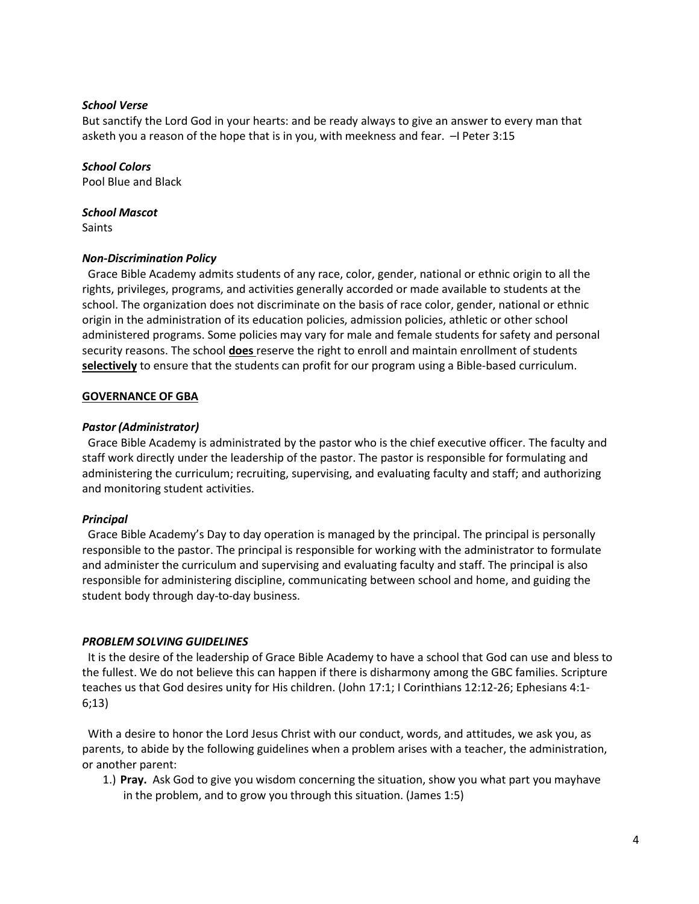***School Verse***

But sanctify the Lord God in your hearts: and be ready always to give an answer to every man that asketh you a reason of the hope that is in you, with meekness and fear. –I Peter 3:15

***School Colors***

Pool Blue and Black

***School Mascot***

Saints

***Non-Discrimination Policy***

Grace Bible Academy admits students of any race, color, gender, national or ethnic origin to all the rights, privileges, programs, and activities generally accorded or made available to students at the school. The organization does not discriminate on the basis of race color, gender, national or ethnic origin in the administration of its education policies, admission policies, athletic or other school administered programs. Some policies may vary for male and female students for safety and personal security reasons. The school **<u>does</u>** reserve the right to enroll and maintain enrollment of students **<u>selectively</u>** to ensure that the students can profit for our program using a Bible-based curriculum.

## <u>GOVERNANCE OF GBA</u>

***Pastor (Administrator)***

Grace Bible Academy is administrated by the pastor who is the chief executive officer. The faculty and staff work directly under the leadership of the pastor. The pastor is responsible for formulating and administering the curriculum; recruiting, supervising, and evaluating faculty and staff; and authorizing and monitoring student activities.

***Principal***

Grace Bible Academy's Day to day operation is managed by the principal. The principal is personally responsible to the pastor. The principal is responsible for working with the administrator to formulate and administer the curriculum and supervising and evaluating faculty and staff. The principal is also responsible for administering discipline, communicating between school and home, and guiding the student body through day-to-day business.

***PROBLEM SOLVING GUIDELINES***

It is the desire of the leadership of Grace Bible Academy to have a school that God can use and bless to the fullest. We do not believe this can happen if there is disharmony among the GBC families. Scripture teaches us that God desires unity for His children. (John 17:1; I Corinthians 12:12-26; Ephesians 4:1-6;13)

With a desire to honor the Lord Jesus Christ with our conduct, words, and attitudes, we ask you, as parents, to abide by the following guidelines when a problem arises with a teacher, the administration, or another parent:

1.) **Pray.** Ask God to give you wisdom concerning the situation, show you what part you mayhave in the problem, and to grow you through this situation. (James 1:5)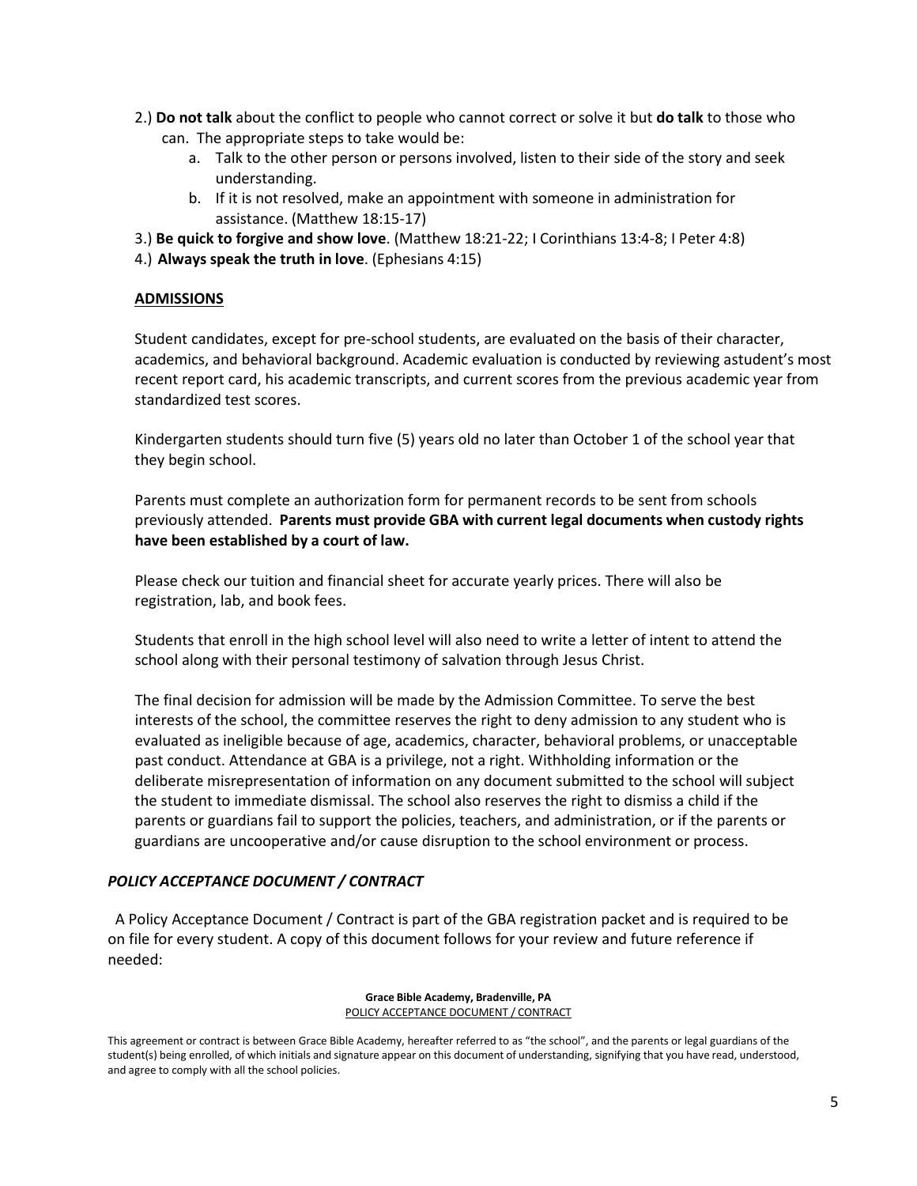2.) **Do not talk** about the conflict to people who cannot correct or solve it but **do talk** to those who can. The appropriate steps to take would be:

   a. Talk to the other person or persons involved, listen to their side of the story and seek understanding.
   b. If it is not resolved, make an appointment with someone in administration for assistance. (Matthew 18:15-17)

3.) **Be quick to forgive and show love**. (Matthew 18:21-22; I Corinthians 13:4-8; I Peter 4:8)

4.) **Always speak the truth in love**. (Ephesians 4:15)

## ADMISSIONS

Student candidates, except for pre-school students, are evaluated on the basis of their character, academics, and behavioral background. Academic evaluation is conducted by reviewing astudent's most recent report card, his academic transcripts, and current scores from the previous academic year from standardized test scores.

Kindergarten students should turn five (5) years old no later than October 1 of the school year that they begin school.

Parents must complete an authorization form for permanent records to be sent from schools previously attended. **Parents must provide GBA with current legal documents when custody rights have been established by a court of law.**

Please check our tuition and financial sheet for accurate yearly prices. There will also be registration, lab, and book fees.

Students that enroll in the high school level will also need to write a letter of intent to attend the school along with their personal testimony of salvation through Jesus Christ.

The final decision for admission will be made by the Admission Committee. To serve the best interests of the school, the committee reserves the right to deny admission to any student who is evaluated as ineligible because of age, academics, character, behavioral problems, or unacceptable past conduct. Attendance at GBA is a privilege, not a right. Withholding information or the deliberate misrepresentation of information on any document submitted to the school will subject the student to immediate dismissal. The school also reserves the right to dismiss a child if the parents or guardians fail to support the policies, teachers, and administration, or if the parents or guardians are uncooperative and/or cause disruption to the school environment or process.

### *POLICY ACCEPTANCE DOCUMENT / CONTRACT*

A Policy Acceptance Document / Contract is part of the GBA registration packet and is required to be on file for every student. A copy of this document follows for your review and future reference if needed:

**Grace Bible Academy, Bradenville, PA**
POLICY ACCEPTANCE DOCUMENT / CONTRACT

This agreement or contract is between Grace Bible Academy, hereafter referred to as "the school", and the parents or legal guardians of the student(s) being enrolled, of which initials and signature appear on this document of understanding, signifying that you have read, understood, and agree to comply with all the school policies.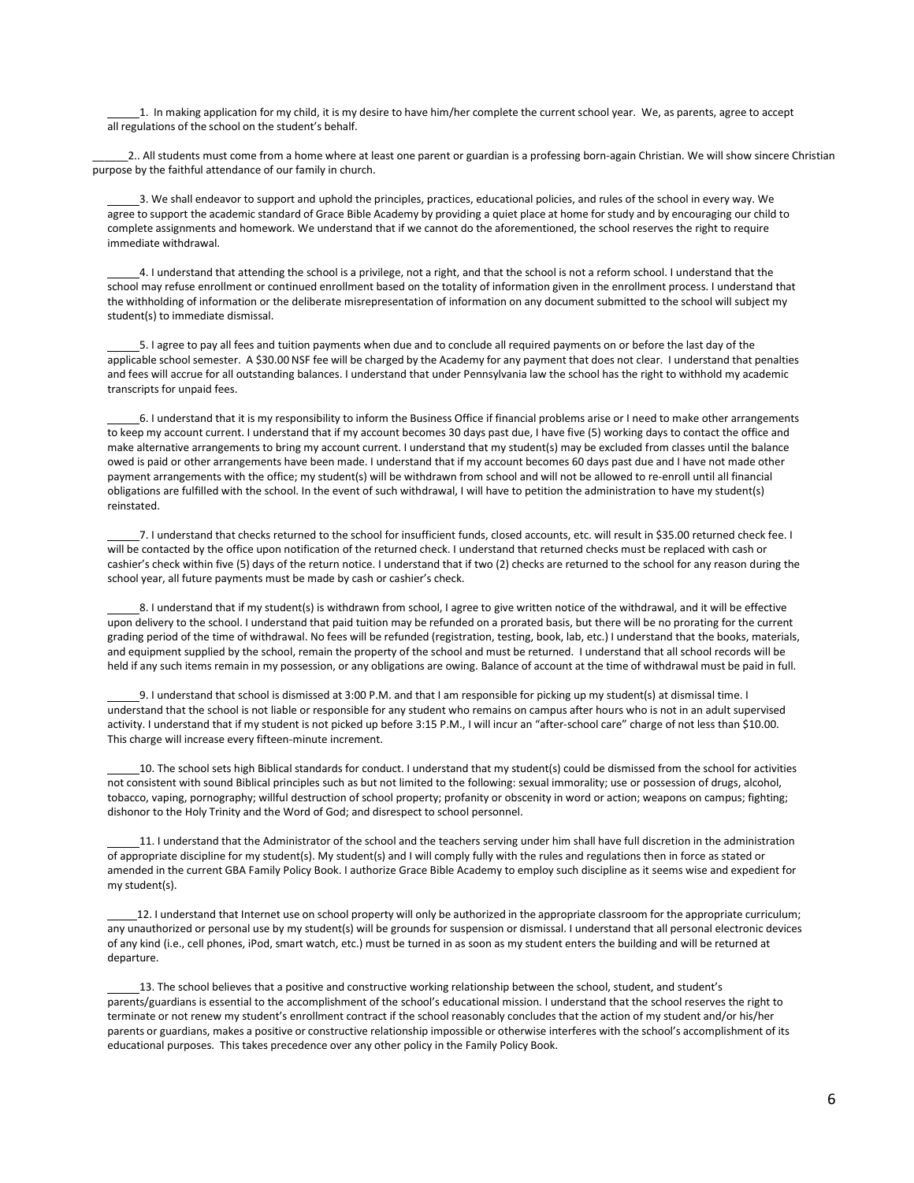_____1. In making application for my child, it is my desire to have him/her complete the current school year. We, as parents, agree to accept all regulations of the school on the student's behalf.

______2.. All students must come from a home where at least one parent or guardian is a professing born-again Christian. We will show sincere Christian purpose by the faithful attendance of our family in church.

_____3. We shall endeavor to support and uphold the principles, practices, educational policies, and rules of the school in every way. We agree to support the academic standard of Grace Bible Academy by providing a quiet place at home for study and by encouraging our child to complete assignments and homework. We understand that if we cannot do the aforementioned, the school reserves the right to require immediate withdrawal.

_____4. I understand that attending the school is a privilege, not a right, and that the school is not a reform school. I understand that the school may refuse enrollment or continued enrollment based on the totality of information given in the enrollment process. I understand that the withholding of information or the deliberate misrepresentation of information on any document submitted to the school will subject my student(s) to immediate dismissal.

_____5. I agree to pay all fees and tuition payments when due and to conclude all required payments on or before the last day of the applicable school semester. A $30.00 NSF fee will be charged by the Academy for any payment that does not clear. I understand that penalties and fees will accrue for all outstanding balances. I understand that under Pennsylvania law the school has the right to withhold my academic transcripts for unpaid fees.

_____6. I understand that it is my responsibility to inform the Business Office if financial problems arise or I need to make other arrangements to keep my account current. I understand that if my account becomes 30 days past due, I have five (5) working days to contact the office and make alternative arrangements to bring my account current. I understand that my student(s) may be excluded from classes until the balance owed is paid or other arrangements have been made. I understand that if my account becomes 60 days past due and I have not made other payment arrangements with the office; my student(s) will be withdrawn from school and will not be allowed to re-enroll until all financial obligations are fulfilled with the school. In the event of such withdrawal, I will have to petition the administration to have my student(s) reinstated.

_____7. I understand that checks returned to the school for insufficient funds, closed accounts, etc. will result in $35.00 returned check fee. I will be contacted by the office upon notification of the returned check. I understand that returned checks must be replaced with cash or cashier's check within five (5) days of the return notice. I understand that if two (2) checks are returned to the school for any reason during the school year, all future payments must be made by cash or cashier's check.

_____8. I understand that if my student(s) is withdrawn from school, I agree to give written notice of the withdrawal, and it will be effective upon delivery to the school. I understand that paid tuition may be refunded on a prorated basis, but there will be no prorating for the current grading period of the time of withdrawal. No fees will be refunded (registration, testing, book, lab, etc.) I understand that the books, materials, and equipment supplied by the school, remain the property of the school and must be returned. I understand that all school records will be held if any such items remain in my possession, or any obligations are owing. Balance of account at the time of withdrawal must be paid in full.

_____9. I understand that school is dismissed at 3:00 P.M. and that I am responsible for picking up my student(s) at dismissal time. I understand that the school is not liable or responsible for any student who remains on campus after hours who is not in an adult supervised activity. I understand that if my student is not picked up before 3:15 P.M., I will incur an "after-school care" charge of not less than $10.00. This charge will increase every fifteen-minute increment.

_____10. The school sets high Biblical standards for conduct. I understand that my student(s) could be dismissed from the school for activities not consistent with sound Biblical principles such as but not limited to the following: sexual immorality; use or possession of drugs, alcohol, tobacco, vaping, pornography; willful destruction of school property; profanity or obscenity in word or action; weapons on campus; fighting; dishonor to the Holy Trinity and the Word of God; and disrespect to school personnel.

_____11. I understand that the Administrator of the school and the teachers serving under him shall have full discretion in the administration of appropriate discipline for my student(s). My student(s) and I will comply fully with the rules and regulations then in force as stated or amended in the current GBA Family Policy Book. I authorize Grace Bible Academy to employ such discipline as it seems wise and expedient for my student(s).

_____12. I understand that Internet use on school property will only be authorized in the appropriate classroom for the appropriate curriculum; any unauthorized or personal use by my student(s) will be grounds for suspension or dismissal. I understand that all personal electronic devices of any kind (i.e., cell phones, iPod, smart watch, etc.) must be turned in as soon as my student enters the building and will be returned at departure.

_____13. The school believes that a positive and constructive working relationship between the school, student, and student's parents/guardians is essential to the accomplishment of the school's educational mission. I understand that the school reserves the right to terminate or not renew my student's enrollment contract if the school reasonably concludes that the action of my student and/or his/her parents or guardians, makes a positive or constructive relationship impossible or otherwise interferes with the school's accomplishment of its educational purposes. This takes precedence over any other policy in the Family Policy Book.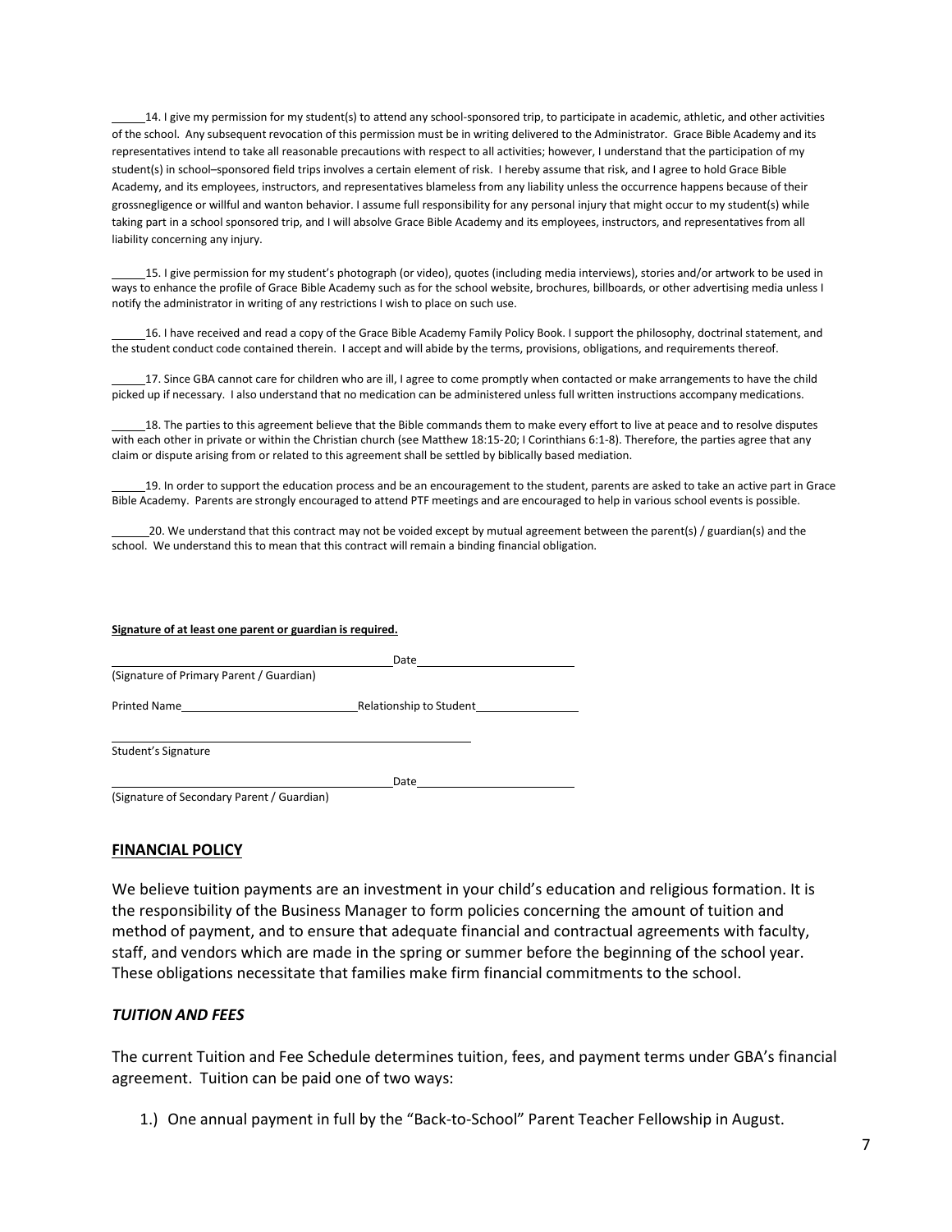_____14. I give my permission for my student(s) to attend any school-sponsored trip, to participate in academic, athletic, and other activities of the school. Any subsequent revocation of this permission must be in writing delivered to the Administrator. Grace Bible Academy and its representatives intend to take all reasonable precautions with respect to all activities; however, I understand that the participation of my student(s) in school–sponsored field trips involves a certain element of risk. I hereby assume that risk, and I agree to hold Grace Bible Academy, and its employees, instructors, and representatives blameless from any liability unless the occurrence happens because of their grossnegligence or willful and wanton behavior. I assume full responsibility for any personal injury that might occur to my student(s) while taking part in a school sponsored trip, and I will absolve Grace Bible Academy and its employees, instructors, and representatives from all liability concerning any injury.

_____15. I give permission for my student's photograph (or video), quotes (including media interviews), stories and/or artwork to be used in ways to enhance the profile of Grace Bible Academy such as for the school website, brochures, billboards, or other advertising media unless I notify the administrator in writing of any restrictions I wish to place on such use.

_____16. I have received and read a copy of the Grace Bible Academy Family Policy Book. I support the philosophy, doctrinal statement, and the student conduct code contained therein. I accept and will abide by the terms, provisions, obligations, and requirements thereof.

_____17. Since GBA cannot care for children who are ill, I agree to come promptly when contacted or make arrangements to have the child picked up if necessary. I also understand that no medication can be administered unless full written instructions accompany medications.

_____18. The parties to this agreement believe that the Bible commands them to make every effort to live at peace and to resolve disputes with each other in private or within the Christian church (see Matthew 18:15-20; I Corinthians 6:1-8). Therefore, the parties agree that any claim or dispute arising from or related to this agreement shall be settled by biblically based mediation.

_____19. In order to support the education process and be an encouragement to the student, parents are asked to take an active part in Grace Bible Academy. Parents are strongly encouraged to attend PTF meetings and are encouraged to help in various school events is possible.

______20. We understand that this contract may not be voided except by mutual agreement between the parent(s) / guardian(s) and the school. We understand this to mean that this contract will remain a binding financial obligation.

**Signature of at least one parent or guardian is required.**

_______________________________________ Date_____________________
(Signature of Primary Parent / Guardian)

Printed Name_________________________ Relationship to Student______________

_______________________________________
Student's Signature

_______________________________________ Date_____________________
(Signature of Secondary Parent / Guardian)

## FINANCIAL POLICY

We believe tuition payments are an investment in your child's education and religious formation. It is the responsibility of the Business Manager to form policies concerning the amount of tuition and method of payment, and to ensure that adequate financial and contractual agreements with faculty, staff, and vendors which are made in the spring or summer before the beginning of the school year. These obligations necessitate that families make firm financial commitments to the school.

### *TUITION AND FEES*

The current Tuition and Fee Schedule determines tuition, fees, and payment terms under GBA's financial agreement. Tuition can be paid one of two ways:

1.) One annual payment in full by the "Back-to-School" Parent Teacher Fellowship in August.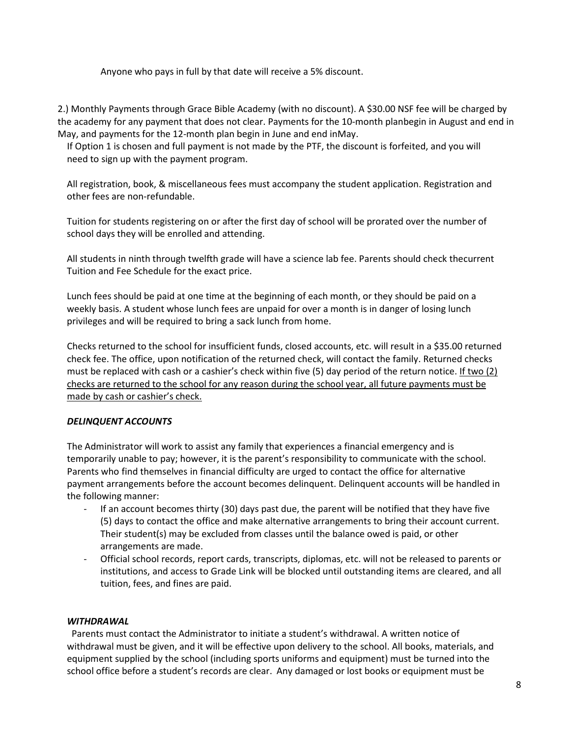Anyone who pays in full by that date will receive a 5% discount.

2.) Monthly Payments through Grace Bible Academy (with no discount). A $30.00 NSF fee will be charged by the academy for any payment that does not clear. Payments for the 10-month planbegin in August and end in May, and payments for the 12-month plan begin in June and end inMay.

If Option 1 is chosen and full payment is not made by the PTF, the discount is forfeited, and you will need to sign up with the payment program.

All registration, book, & miscellaneous fees must accompany the student application. Registration and other fees are non-refundable.

Tuition for students registering on or after the first day of school will be prorated over the number of school days they will be enrolled and attending.

All students in ninth through twelfth grade will have a science lab fee. Parents should check thecurrent Tuition and Fee Schedule for the exact price.

Lunch fees should be paid at one time at the beginning of each month, or they should be paid on a weekly basis. A student whose lunch fees are unpaid for over a month is in danger of losing lunch privileges and will be required to bring a sack lunch from home.

Checks returned to the school for insufficient funds, closed accounts, etc. will result in a $35.00 returned check fee. The office, upon notification of the returned check, will contact the family. Returned checks must be replaced with cash or a cashier's check within five (5) day period of the return notice. <u>If two (2) checks are returned to the school for any reason during the school year, all future payments must be made by cash or cashier's check.</u>

***DELINQUENT ACCOUNTS***

The Administrator will work to assist any family that experiences a financial emergency and is temporarily unable to pay; however, it is the parent's responsibility to communicate with the school. Parents who find themselves in financial difficulty are urged to contact the office for alternative payment arrangements before the account becomes delinquent. Delinquent accounts will be handled in the following manner:

- If an account becomes thirty (30) days past due, the parent will be notified that they have five (5) days to contact the office and make alternative arrangements to bring their account current. Their student(s) may be excluded from classes until the balance owed is paid, or other arrangements are made.
- Official school records, report cards, transcripts, diplomas, etc. will not be released to parents or institutions, and access to Grade Link will be blocked until outstanding items are cleared, and all tuition, fees, and fines are paid.

***WITHDRAWAL***

Parents must contact the Administrator to initiate a student's withdrawal. A written notice of withdrawal must be given, and it will be effective upon delivery to the school. All books, materials, and equipment supplied by the school (including sports uniforms and equipment) must be turned into the school office before a student's records are clear. Any damaged or lost books or equipment must be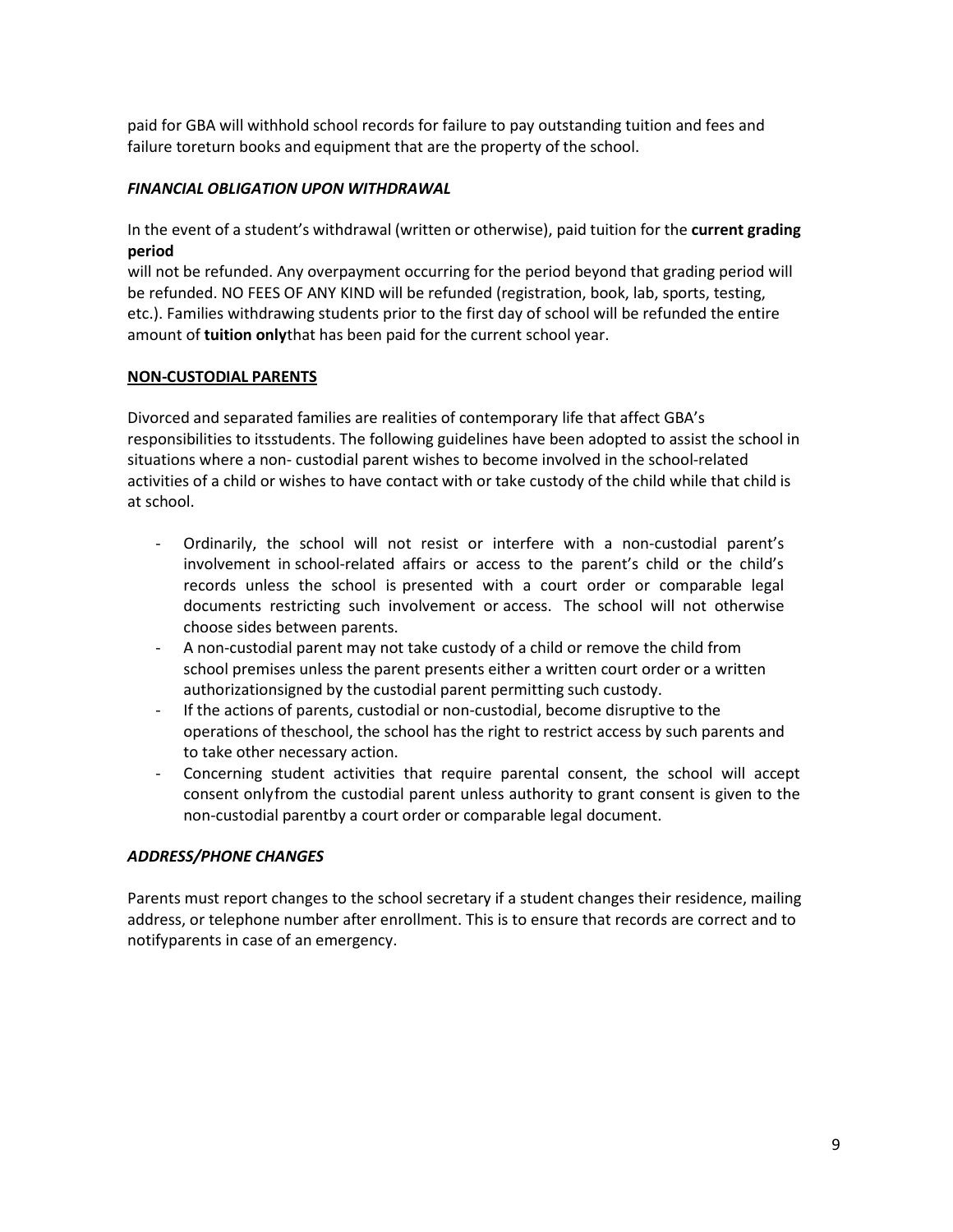paid for GBA will withhold school records for failure to pay outstanding tuition and fees and failure toreturn books and equipment that are the property of the school.

### *FINANCIAL OBLIGATION UPON WITHDRAWAL*

In the event of a student's withdrawal (written or otherwise), paid tuition for the **current grading period**
will not be refunded. Any overpayment occurring for the period beyond that grading period will be refunded. NO FEES OF ANY KIND will be refunded (registration, book, lab, sports, testing, etc.). Families withdrawing students prior to the first day of school will be refunded the entire amount of **tuition only**that has been paid for the current school year.

## NON-CUSTODIAL PARENTS

Divorced and separated families are realities of contemporary life that affect GBA's responsibilities to itsstudents. The following guidelines have been adopted to assist the school in situations where a non- custodial parent wishes to become involved in the school-related activities of a child or wishes to have contact with or take custody of the child while that child is at school.

- Ordinarily, the school will not resist or interfere with a non-custodial parent's involvement in school-related affairs or access to the parent's child or the child's records unless the school is presented with a court order or comparable legal documents restricting such involvement or access. The school will not otherwise choose sides between parents.
- A non-custodial parent may not take custody of a child or remove the child from school premises unless the parent presents either a written court order or a written authorizationsigned by the custodial parent permitting such custody.
- If the actions of parents, custodial or non-custodial, become disruptive to the operations of theschool, the school has the right to restrict access by such parents and to take other necessary action.
- Concerning student activities that require parental consent, the school will accept consent onlyfrom the custodial parent unless authority to grant consent is given to the non-custodial parentby a court order or comparable legal document.

### *ADDRESS/PHONE CHANGES*

Parents must report changes to the school secretary if a student changes their residence, mailing address, or telephone number after enrollment. This is to ensure that records are correct and to notifyparents in case of an emergency.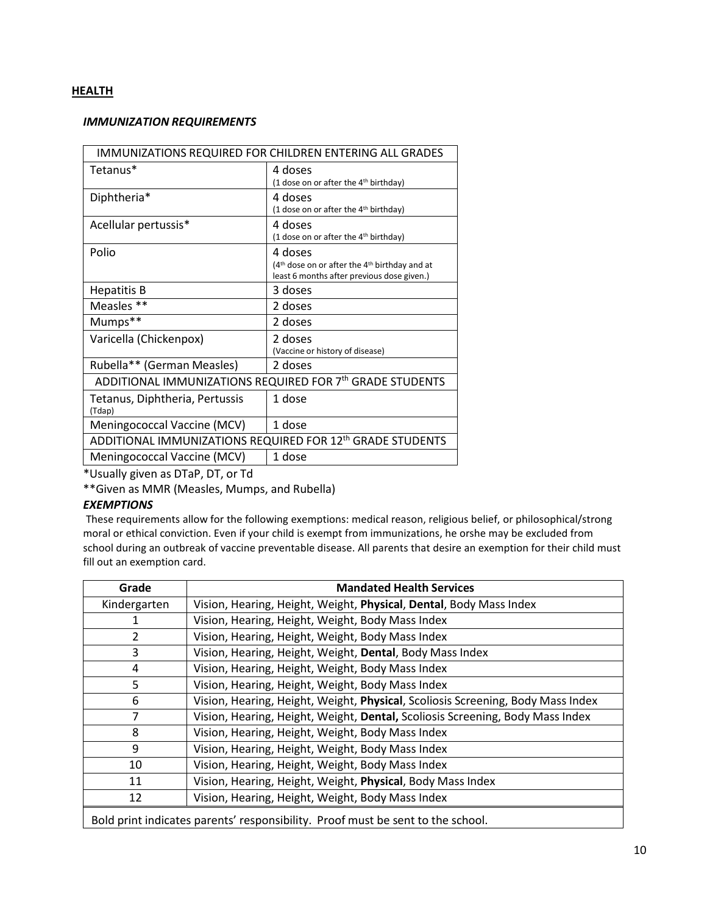## HEALTH

### *IMMUNIZATION REQUIREMENTS*

| IMMUNIZATIONS REQUIRED FOR CHILDREN ENTERING ALL GRADES | |
|---|---|
| Tetanus* | 4 doses (1 dose on or after the 4th birthday) |
| Diphtheria* | 4 doses (1 dose on or after the 4th birthday) |
| Acellular pertussis* | 4 doses (1 dose on or after the 4th birthday) |
| Polio | 4 doses (4th dose on or after the 4th birthday and at least 6 months after previous dose given.) |
| Hepatitis B | 3 doses |
| Measles ** | 2 doses |
| Mumps** | 2 doses |
| Varicella (Chickenpox) | 2 doses (Vaccine or history of disease) |
| Rubella** (German Measles) | 2 doses |
| ADDITIONAL IMMUNIZATIONS REQUIRED FOR 7th GRADE STUDENTS | |
| Tetanus, Diphtheria, Pertussis (Tdap) | 1 dose |
| Meningococcal Vaccine (MCV) | 1 dose |
| ADDITIONAL IMMUNIZATIONS REQUIRED FOR 12th GRADE STUDENTS | |
| Meningococcal Vaccine (MCV) | 1 dose |

*Usually given as DTaP, DT, or Td

**Given as MMR (Measles, Mumps, and Rubella)

### *EXEMPTIONS*

These requirements allow for the following exemptions: medical reason, religious belief, or philosophical/strong moral or ethical conviction. Even if your child is exempt from immunizations, he orshe may be excluded from school during an outbreak of vaccine preventable disease. All parents that desire an exemption for their child must fill out an exemption card.

| Grade | Mandated Health Services |
|---|---|
| Kindergarten | Vision, Hearing, Height, Weight, **Physical**, **Dental**, Body Mass Index |
| 1 | Vision, Hearing, Height, Weight, Body Mass Index |
| 2 | Vision, Hearing, Height, Weight, Body Mass Index |
| 3 | Vision, Hearing, Height, Weight, **Dental**, Body Mass Index |
| 4 | Vision, Hearing, Height, Weight, Body Mass Index |
| 5 | Vision, Hearing, Height, Weight, Body Mass Index |
| 6 | Vision, Hearing, Height, Weight, **Physical**, Scoliosis Screening, Body Mass Index |
| 7 | Vision, Hearing, Height, Weight, **Dental,** Scoliosis Screening, Body Mass Index |
| 8 | Vision, Hearing, Height, Weight, Body Mass Index |
| 9 | Vision, Hearing, Height, Weight, Body Mass Index |
| 10 | Vision, Hearing, Height, Weight, Body Mass Index |
| 11 | Vision, Hearing, Height, Weight, **Physical**, Body Mass Index |
| 12 | Vision, Hearing, Height, Weight, Body Mass Index |

Bold print indicates parents' responsibility. Proof must be sent to the school.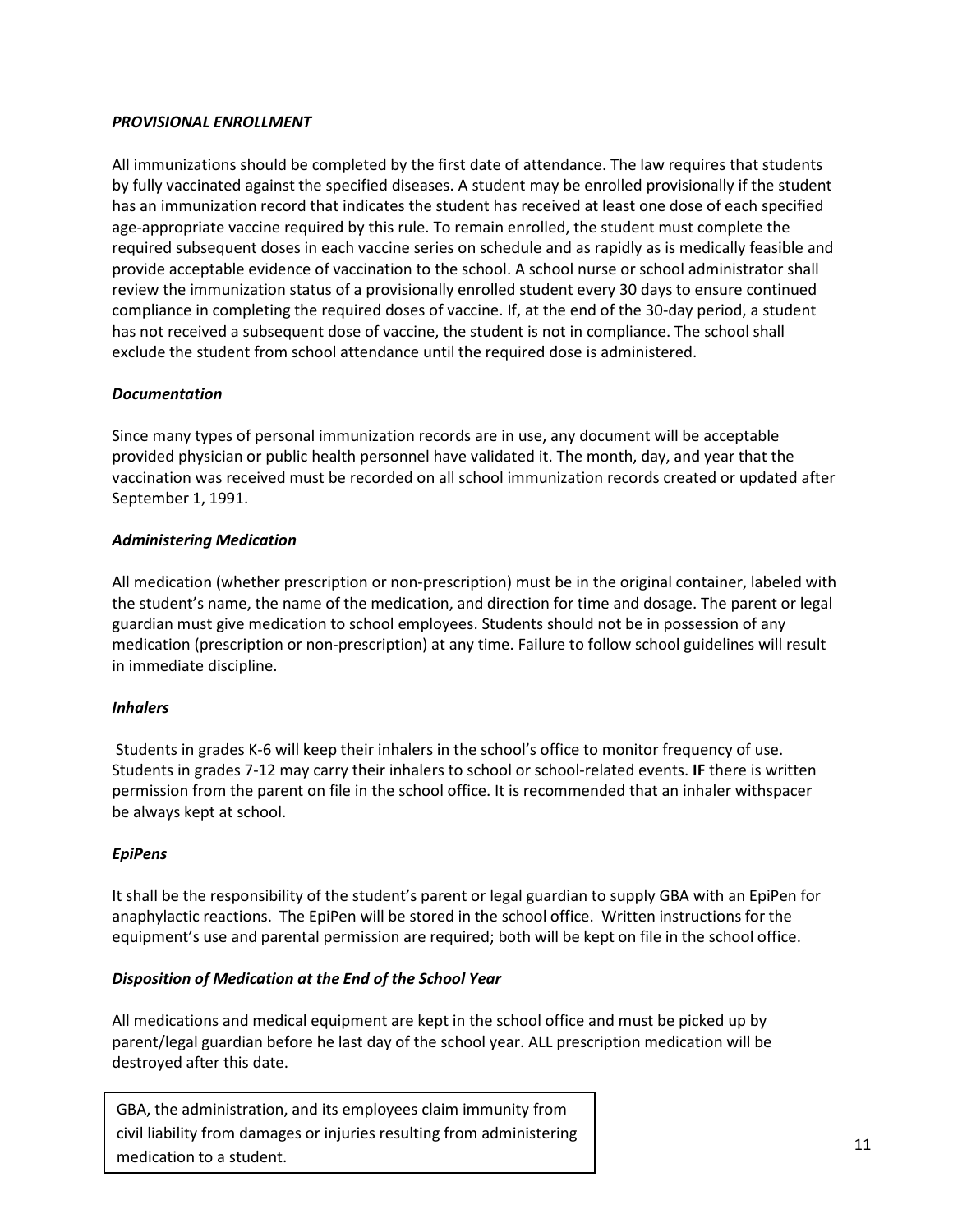### *PROVISIONAL ENROLLMENT*

All immunizations should be completed by the first date of attendance. The law requires that students by fully vaccinated against the specified diseases. A student may be enrolled provisionally if the student has an immunization record that indicates the student has received at least one dose of each specified age-appropriate vaccine required by this rule. To remain enrolled, the student must complete the required subsequent doses in each vaccine series on schedule and as rapidly as is medically feasible and provide acceptable evidence of vaccination to the school. A school nurse or school administrator shall review the immunization status of a provisionally enrolled student every 30 days to ensure continued compliance in completing the required doses of vaccine. If, at the end of the 30-day period, a student has not received a subsequent dose of vaccine, the student is not in compliance. The school shall exclude the student from school attendance until the required dose is administered.

### *Documentation*

Since many types of personal immunization records are in use, any document will be acceptable provided physician or public health personnel have validated it. The month, day, and year that the vaccination was received must be recorded on all school immunization records created or updated after September 1, 1991.

### *Administering Medication*

All medication (whether prescription or non-prescription) must be in the original container, labeled with the student's name, the name of the medication, and direction for time and dosage. The parent or legal guardian must give medication to school employees. Students should not be in possession of any medication (prescription or non-prescription) at any time. Failure to follow school guidelines will result in immediate discipline.

### *Inhalers*

Students in grades K-6 will keep their inhalers in the school's office to monitor frequency of use. Students in grades 7-12 may carry their inhalers to school or school-related events. **IF** there is written permission from the parent on file in the school office. It is recommended that an inhaler withspacer be always kept at school.

### *EpiPens*

It shall be the responsibility of the student's parent or legal guardian to supply GBA with an EpiPen for anaphylactic reactions. The EpiPen will be stored in the school office. Written instructions for the equipment's use and parental permission are required; both will be kept on file in the school office.

### *Disposition of Medication at the End of the School Year*

All medications and medical equipment are kept in the school office and must be picked up by parent/legal guardian before he last day of the school year. ALL prescription medication will be destroyed after this date.

GBA, the administration, and its employees claim immunity from civil liability from damages or injuries resulting from administering medication to a student.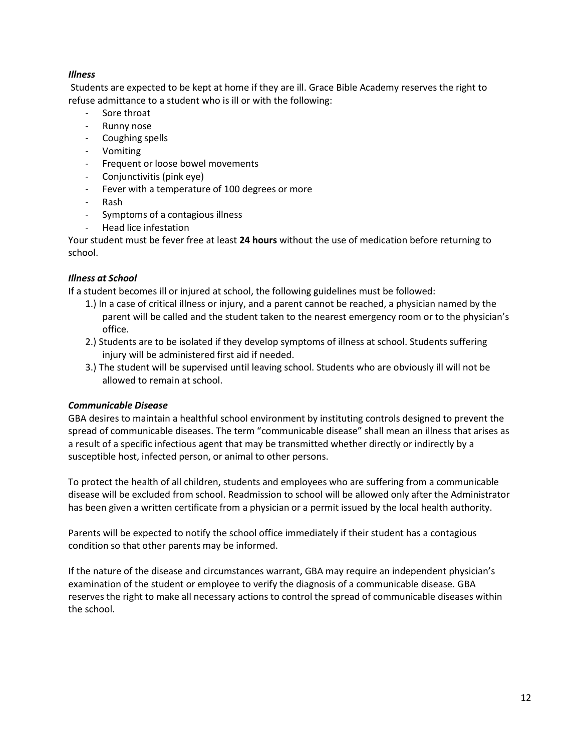***Illness***

Students are expected to be kept at home if they are ill. Grace Bible Academy reserves the right to refuse admittance to a student who is ill or with the following:

- Sore throat
- Runny nose
- Coughing spells
- Vomiting
- Frequent or loose bowel movements
- Conjunctivitis (pink eye)
- Fever with a temperature of 100 degrees or more
- Rash
- Symptoms of a contagious illness
- Head lice infestation

Your student must be fever free at least **24 hours** without the use of medication before returning to school.

***Illness at School***

If a student becomes ill or injured at school, the following guidelines must be followed:

1.) In a case of critical illness or injury, and a parent cannot be reached, a physician named by the parent will be called and the student taken to the nearest emergency room or to the physician's office.

2.) Students are to be isolated if they develop symptoms of illness at school. Students suffering injury will be administered first aid if needed.

3.) The student will be supervised until leaving school. Students who are obviously ill will not be allowed to remain at school.

***Communicable Disease***

GBA desires to maintain a healthful school environment by instituting controls designed to prevent the spread of communicable diseases. The term "communicable disease" shall mean an illness that arises as a result of a specific infectious agent that may be transmitted whether directly or indirectly by a susceptible host, infected person, or animal to other persons.

To protect the health of all children, students and employees who are suffering from a communicable disease will be excluded from school. Readmission to school will be allowed only after the Administrator has been given a written certificate from a physician or a permit issued by the local health authority.

Parents will be expected to notify the school office immediately if their student has a contagious condition so that other parents may be informed.

If the nature of the disease and circumstances warrant, GBA may require an independent physician's examination of the student or employee to verify the diagnosis of a communicable disease. GBA reserves the right to make all necessary actions to control the spread of communicable diseases within the school.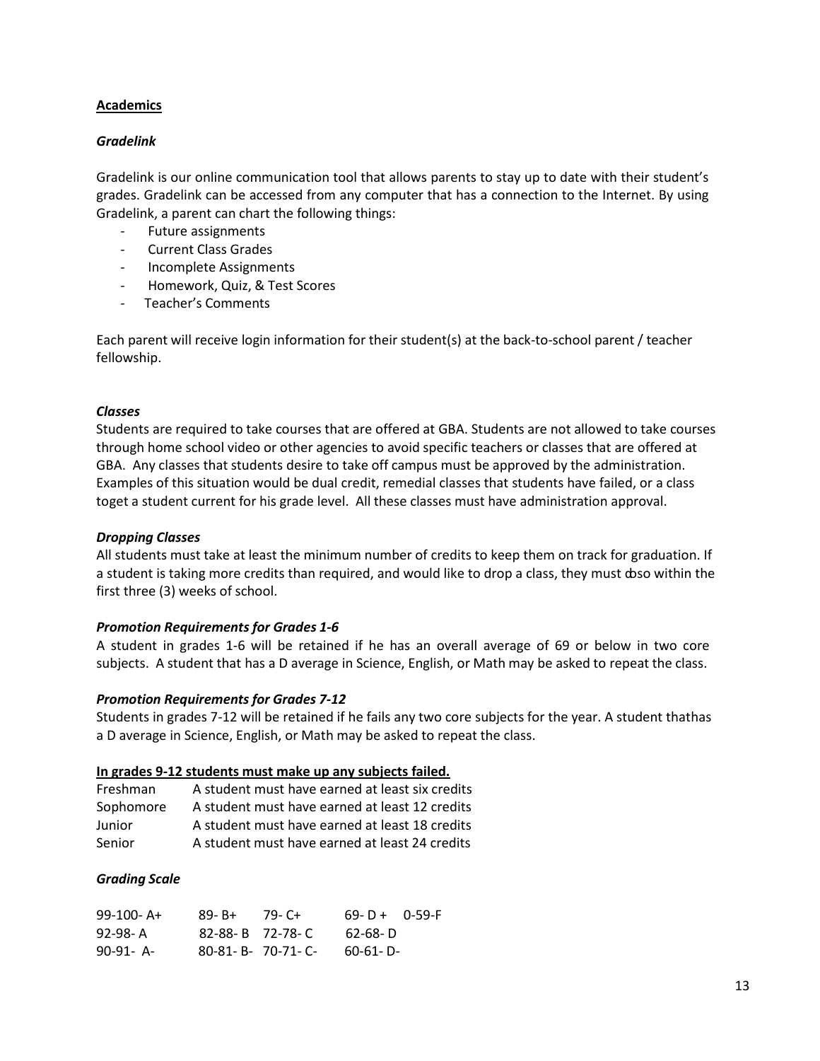## Academics

### *Gradelink*

Gradelink is our online communication tool that allows parents to stay up to date with their student's grades. Gradelink can be accessed from any computer that has a connection to the Internet. By using Gradelink, a parent can chart the following things:

- Future assignments
- Current Class Grades
- Incomplete Assignments
- Homework, Quiz, & Test Scores
- Teacher's Comments

Each parent will receive login information for their student(s) at the back-to-school parent / teacher fellowship.

### *Classes*

Students are required to take courses that are offered at GBA. Students are not allowed to take courses through home school video or other agencies to avoid specific teachers or classes that are offered at GBA. Any classes that students desire to take off campus must be approved by the administration. Examples of this situation would be dual credit, remedial classes that students have failed, or a class toget a student current for his grade level. All these classes must have administration approval.

### *Dropping Classes*

All students must take at least the minimum number of credits to keep them on track for graduation. If a student is taking more credits than required, and would like to drop a class, they must doso within the first three (3) weeks of school.

### *Promotion Requirements for Grades 1-6*

A student in grades 1-6 will be retained if he has an overall average of 69 or below in two core subjects. A student that has a D average in Science, English, or Math may be asked to repeat the class.

### *Promotion Requirements for Grades 7-12*

Students in grades 7-12 will be retained if he fails any two core subjects for the year. A student thathas a D average in Science, English, or Math may be asked to repeat the class.

**In grades 9-12 students must make up any subjects failed.**

| | |
|---|---|
| Freshman | A student must have earned at least six credits |
| Sophomore | A student must have earned at least 12 credits |
| Junior | A student must have earned at least 18 credits |
| Senior | A student must have earned at least 24 credits |

### *Grading Scale*

| | | | | |
|---|---|---|---|---|
| 99-100- A+ | 89- B+ | 79- C+ | 69- D + | 0-59-F |
| 92-98- A | 82-88- B | 72-78- C | 62-68- D | |
| 90-91- A- | 80-81- B- | 70-71- C- | 60-61- D- | |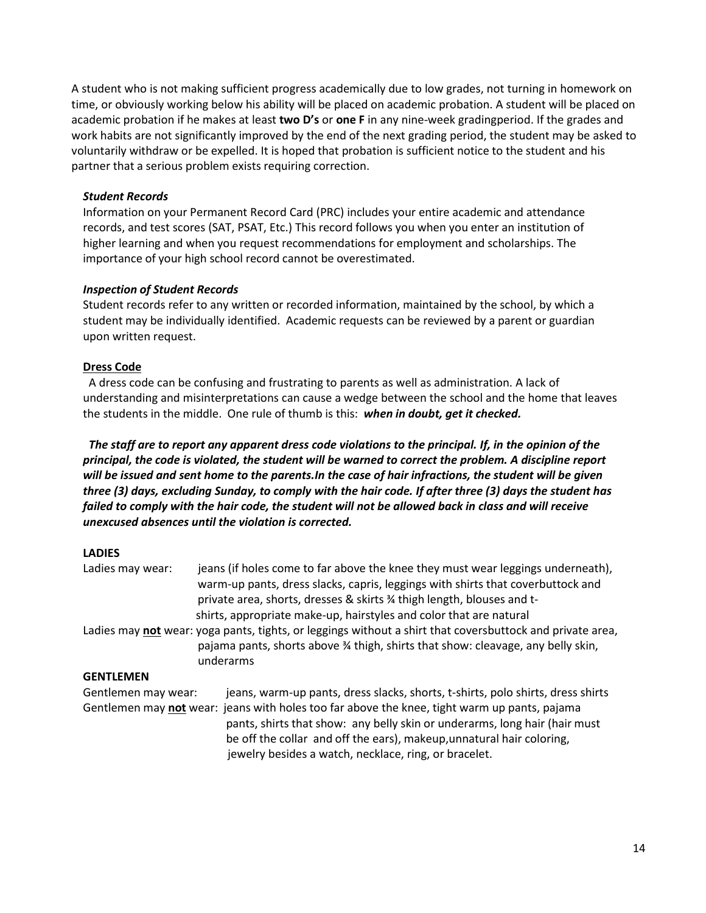A student who is not making sufficient progress academically due to low grades, not turning in homework on time, or obviously working below his ability will be placed on academic probation. A student will be placed on academic probation if he makes at least **two D's** or **one F** in any nine-week gradingperiod. If the grades and work habits are not significantly improved by the end of the next grading period, the student may be asked to voluntarily withdraw or be expelled. It is hoped that probation is sufficient notice to the student and his partner that a serious problem exists requiring correction.

***Student Records***

Information on your Permanent Record Card (PRC) includes your entire academic and attendance records, and test scores (SAT, PSAT, Etc.) This record follows you when you enter an institution of higher learning and when you request recommendations for employment and scholarships. The importance of your high school record cannot be overestimated.

***Inspection of Student Records***

Student records refer to any written or recorded information, maintained by the school, by which a student may be individually identified. Academic requests can be reviewed by a parent or guardian upon written request.

**Dress Code**

A dress code can be confusing and frustrating to parents as well as administration. A lack of understanding and misinterpretations can cause a wedge between the school and the home that leaves the students in the middle. One rule of thumb is this: ***when in doubt, get it checked.***

***The staff are to report any apparent dress code violations to the principal. If, in the opinion of the principal, the code is violated, the student will be warned to correct the problem. A discipline report will be issued and sent home to the parents.In the case of hair infractions, the student will be given three (3) days, excluding Sunday, to comply with the hair code. If after three (3) days the student has failed to comply with the hair code, the student will not be allowed back in class and will receive unexcused absences until the violation is corrected.***

**LADIES**

Ladies may wear: jeans (if holes come to far above the knee they must wear leggings underneath), warm-up pants, dress slacks, capris, leggings with shirts that coverbuttock and private area, shorts, dresses & skirts ¾ thigh length, blouses and t-shirts, appropriate make-up, hairstyles and color that are natural

Ladies may **not** wear: yoga pants, tights, or leggings without a shirt that coversbuttock and private area, pajama pants, shorts above ¾ thigh, shirts that show: cleavage, any belly skin, underarms

**GENTLEMEN**

Gentlemen may wear: jeans, warm-up pants, dress slacks, shorts, t-shirts, polo shirts, dress shirts

Gentlemen may **not** wear: jeans with holes too far above the knee, tight warm up pants, pajama pants, shirts that show: any belly skin or underarms, long hair (hair must be off the collar and off the ears), makeup,unnatural hair coloring, jewelry besides a watch, necklace, ring, or bracelet.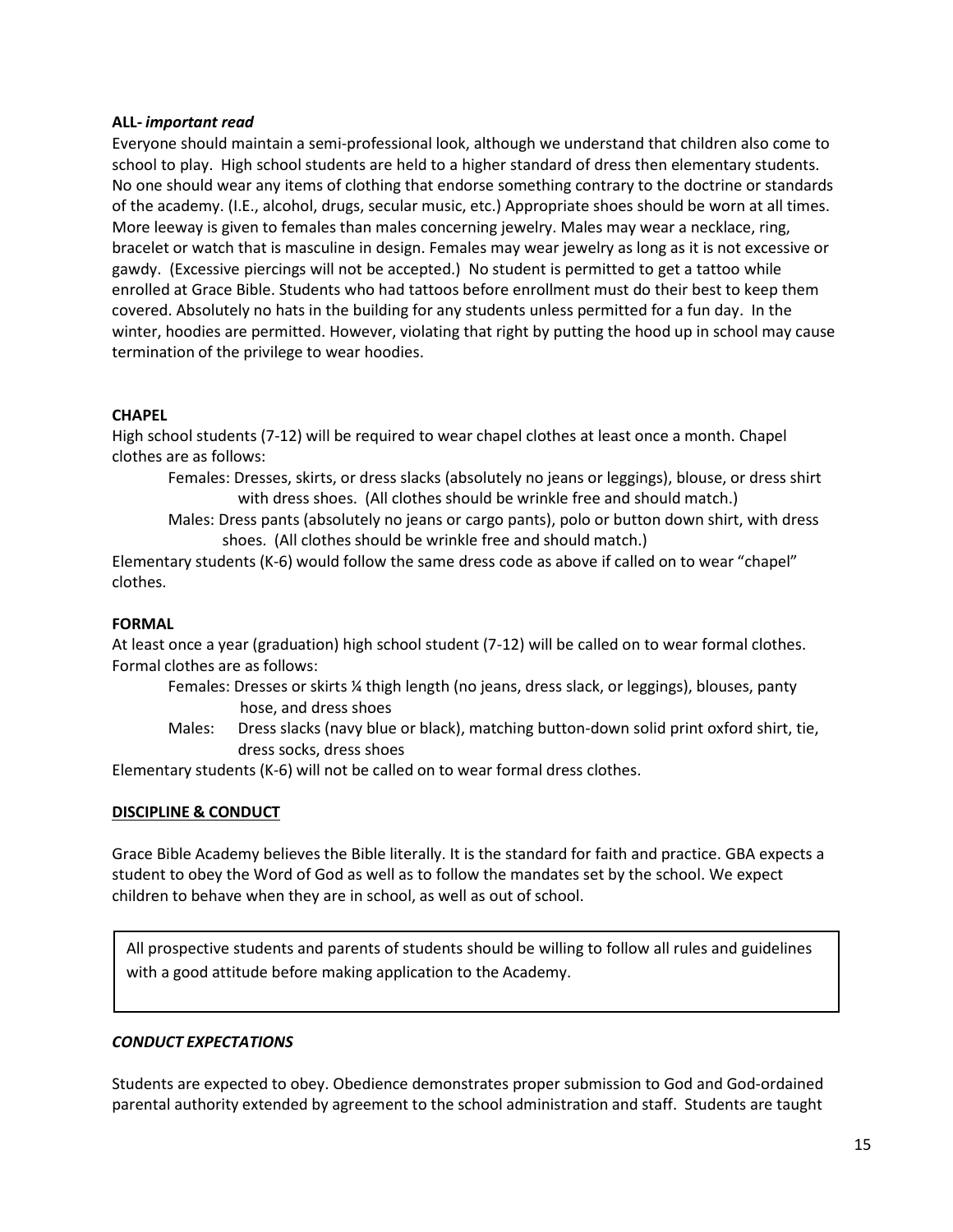**ALL-** ***important read***

Everyone should maintain a semi-professional look, although we understand that children also come to school to play. High school students are held to a higher standard of dress then elementary students. No one should wear any items of clothing that endorse something contrary to the doctrine or standards of the academy. (I.E., alcohol, drugs, secular music, etc.) Appropriate shoes should be worn at all times. More leeway is given to females than males concerning jewelry. Males may wear a necklace, ring, bracelet or watch that is masculine in design. Females may wear jewelry as long as it is not excessive or gawdy. (Excessive piercings will not be accepted.) No student is permitted to get a tattoo while enrolled at Grace Bible. Students who had tattoos before enrollment must do their best to keep them covered. Absolutely no hats in the building for any students unless permitted for a fun day. In the winter, hoodies are permitted. However, violating that right by putting the hood up in school may cause termination of the privilege to wear hoodies.

**CHAPEL**

High school students (7-12) will be required to wear chapel clothes at least once a month. Chapel clothes are as follows:

> Females: Dresses, skirts, or dress slacks (absolutely no jeans or leggings), blouse, or dress shirt with dress shoes. (All clothes should be wrinkle free and should match.)
>
> Males: Dress pants (absolutely no jeans or cargo pants), polo or button down shirt, with dress shoes. (All clothes should be wrinkle free and should match.)

Elementary students (K-6) would follow the same dress code as above if called on to wear "chapel" clothes.

**FORMAL**

At least once a year (graduation) high school student (7-12) will be called on to wear formal clothes. Formal clothes are as follows:

> Females: Dresses or skirts ¼ thigh length (no jeans, dress slack, or leggings), blouses, panty hose, and dress shoes
>
> Males: Dress slacks (navy blue or black), matching button-down solid print oxford shirt, tie, dress socks, dress shoes

Elementary students (K-6) will not be called on to wear formal dress clothes.

**DISCIPLINE & CONDUCT**

Grace Bible Academy believes the Bible literally. It is the standard for faith and practice. GBA expects a student to obey the Word of God as well as to follow the mandates set by the school. We expect children to behave when they are in school, as well as out of school.

> All prospective students and parents of students should be willing to follow all rules and guidelines with a good attitude before making application to the Academy.

***CONDUCT EXPECTATIONS***

Students are expected to obey. Obedience demonstrates proper submission to God and God-ordained parental authority extended by agreement to the school administration and staff. Students are taught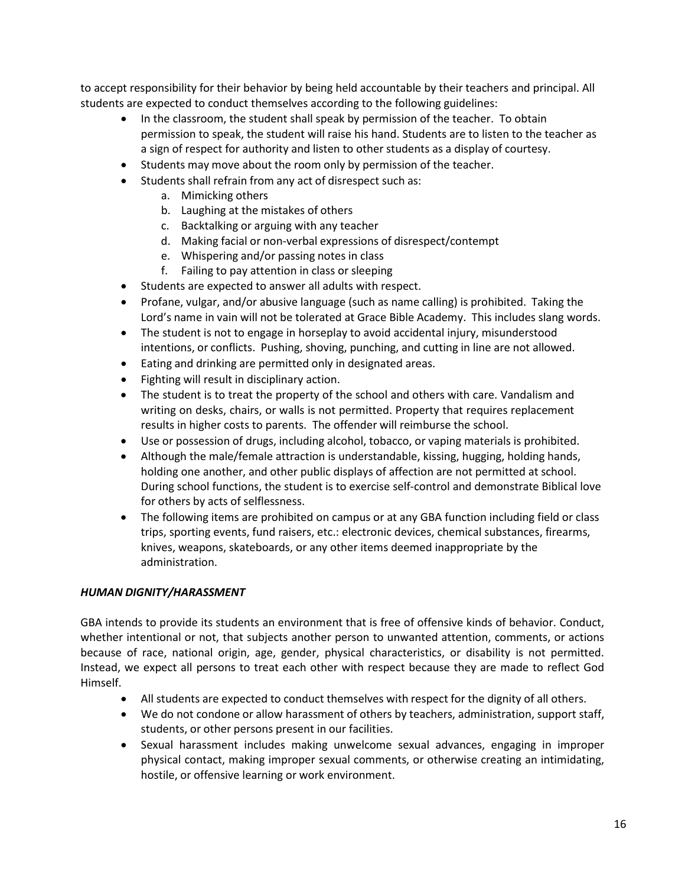to accept responsibility for their behavior by being held accountable by their teachers and principal. All students are expected to conduct themselves according to the following guidelines:

- In the classroom, the student shall speak by permission of the teacher. To obtain permission to speak, the student will raise his hand. Students are to listen to the teacher as a sign of respect for authority and listen to other students as a display of courtesy.
- Students may move about the room only by permission of the teacher.
- Students shall refrain from any act of disrespect such as:
    a. Mimicking others
    b. Laughing at the mistakes of others
    c. Backtalking or arguing with any teacher
    d. Making facial or non-verbal expressions of disrespect/contempt
    e. Whispering and/or passing notes in class
    f. Failing to pay attention in class or sleeping
- Students are expected to answer all adults with respect.
- Profane, vulgar, and/or abusive language (such as name calling) is prohibited. Taking the Lord's name in vain will not be tolerated at Grace Bible Academy. This includes slang words.
- The student is not to engage in horseplay to avoid accidental injury, misunderstood intentions, or conflicts. Pushing, shoving, punching, and cutting in line are not allowed.
- Eating and drinking are permitted only in designated areas.
- Fighting will result in disciplinary action.
- The student is to treat the property of the school and others with care. Vandalism and writing on desks, chairs, or walls is not permitted. Property that requires replacement results in higher costs to parents. The offender will reimburse the school.
- Use or possession of drugs, including alcohol, tobacco, or vaping materials is prohibited.
- Although the male/female attraction is understandable, kissing, hugging, holding hands, holding one another, and other public displays of affection are not permitted at school. During school functions, the student is to exercise self-control and demonstrate Biblical love for others by acts of selflessness.
- The following items are prohibited on campus or at any GBA function including field or class trips, sporting events, fund raisers, etc.: electronic devices, chemical substances, firearms, knives, weapons, skateboards, or any other items deemed inappropriate by the administration.

***HUMAN DIGNITY/HARASSMENT***

GBA intends to provide its students an environment that is free of offensive kinds of behavior. Conduct, whether intentional or not, that subjects another person to unwanted attention, comments, or actions because of race, national origin, age, gender, physical characteristics, or disability is not permitted. Instead, we expect all persons to treat each other with respect because they are made to reflect God Himself.

- All students are expected to conduct themselves with respect for the dignity of all others.
- We do not condone or allow harassment of others by teachers, administration, support staff, students, or other persons present in our facilities.
- Sexual harassment includes making unwelcome sexual advances, engaging in improper physical contact, making improper sexual comments, or otherwise creating an intimidating, hostile, or offensive learning or work environment.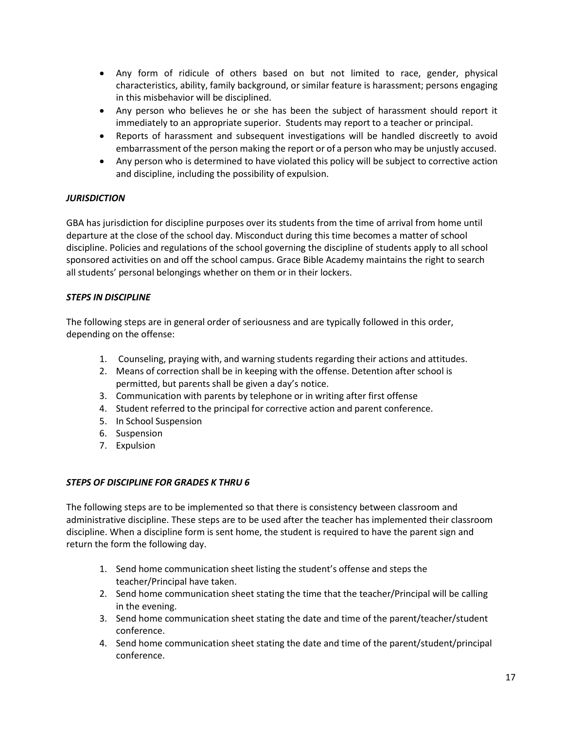- Any form of ridicule of others based on but not limited to race, gender, physical characteristics, ability, family background, or similar feature is harassment; persons engaging in this misbehavior will be disciplined.
- Any person who believes he or she has been the subject of harassment should report it immediately to an appropriate superior. Students may report to a teacher or principal.
- Reports of harassment and subsequent investigations will be handled discreetly to avoid embarrassment of the person making the report or of a person who may be unjustly accused.
- Any person who is determined to have violated this policy will be subject to corrective action and discipline, including the possibility of expulsion.

***JURISDICTION***

GBA has jurisdiction for discipline purposes over its students from the time of arrival from home until departure at the close of the school day. Misconduct during this time becomes a matter of school discipline. Policies and regulations of the school governing the discipline of students apply to all school sponsored activities on and off the school campus. Grace Bible Academy maintains the right to search all students' personal belongings whether on them or in their lockers.

***STEPS IN DISCIPLINE***

The following steps are in general order of seriousness and are typically followed in this order, depending on the offense:

1. Counseling, praying with, and warning students regarding their actions and attitudes.
2. Means of correction shall be in keeping with the offense. Detention after school is permitted, but parents shall be given a day's notice.
3. Communication with parents by telephone or in writing after first offense
4. Student referred to the principal for corrective action and parent conference.
5. In School Suspension
6. Suspension
7. Expulsion

***STEPS OF DISCIPLINE FOR GRADES K THRU 6***

The following steps are to be implemented so that there is consistency between classroom and administrative discipline. These steps are to be used after the teacher has implemented their classroom discipline. When a discipline form is sent home, the student is required to have the parent sign and return the form the following day.

1. Send home communication sheet listing the student's offense and steps the teacher/Principal have taken.
2. Send home communication sheet stating the time that the teacher/Principal will be calling in the evening.
3. Send home communication sheet stating the date and time of the parent/teacher/student conference.
4. Send home communication sheet stating the date and time of the parent/student/principal conference.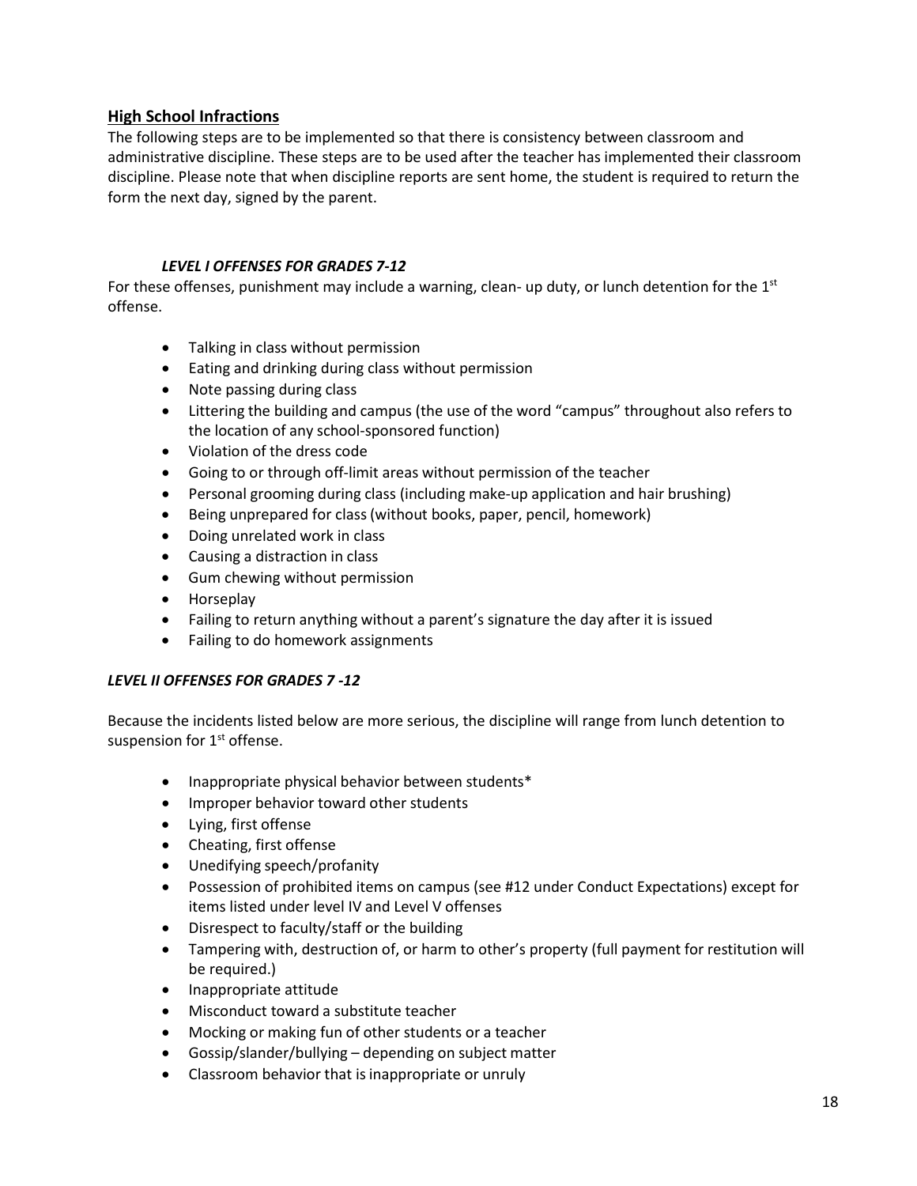## High School Infractions

The following steps are to be implemented so that there is consistency between classroom and administrative discipline. These steps are to be used after the teacher has implemented their classroom discipline. Please note that when discipline reports are sent home, the student is required to return the form the next day, signed by the parent.

### *LEVEL I OFFENSES FOR GRADES 7-12*

For these offenses, punishment may include a warning, clean- up duty, or lunch detention for the 1st offense.

- Talking in class without permission
- Eating and drinking during class without permission
- Note passing during class
- Littering the building and campus (the use of the word "campus" throughout also refers to the location of any school-sponsored function)
- Violation of the dress code
- Going to or through off-limit areas without permission of the teacher
- Personal grooming during class (including make-up application and hair brushing)
- Being unprepared for class (without books, paper, pencil, homework)
- Doing unrelated work in class
- Causing a distraction in class
- Gum chewing without permission
- Horseplay
- Failing to return anything without a parent's signature the day after it is issued
- Failing to do homework assignments

### *LEVEL II OFFENSES FOR GRADES 7 -12*

Because the incidents listed below are more serious, the discipline will range from lunch detention to suspension for 1st offense.

- Inappropriate physical behavior between students*
- Improper behavior toward other students
- Lying, first offense
- Cheating, first offense
- Unedifying speech/profanity
- Possession of prohibited items on campus (see #12 under Conduct Expectations) except for items listed under level IV and Level V offenses
- Disrespect to faculty/staff or the building
- Tampering with, destruction of, or harm to other's property (full payment for restitution will be required.)
- Inappropriate attitude
- Misconduct toward a substitute teacher
- Mocking or making fun of other students or a teacher
- Gossip/slander/bullying – depending on subject matter
- Classroom behavior that is inappropriate or unruly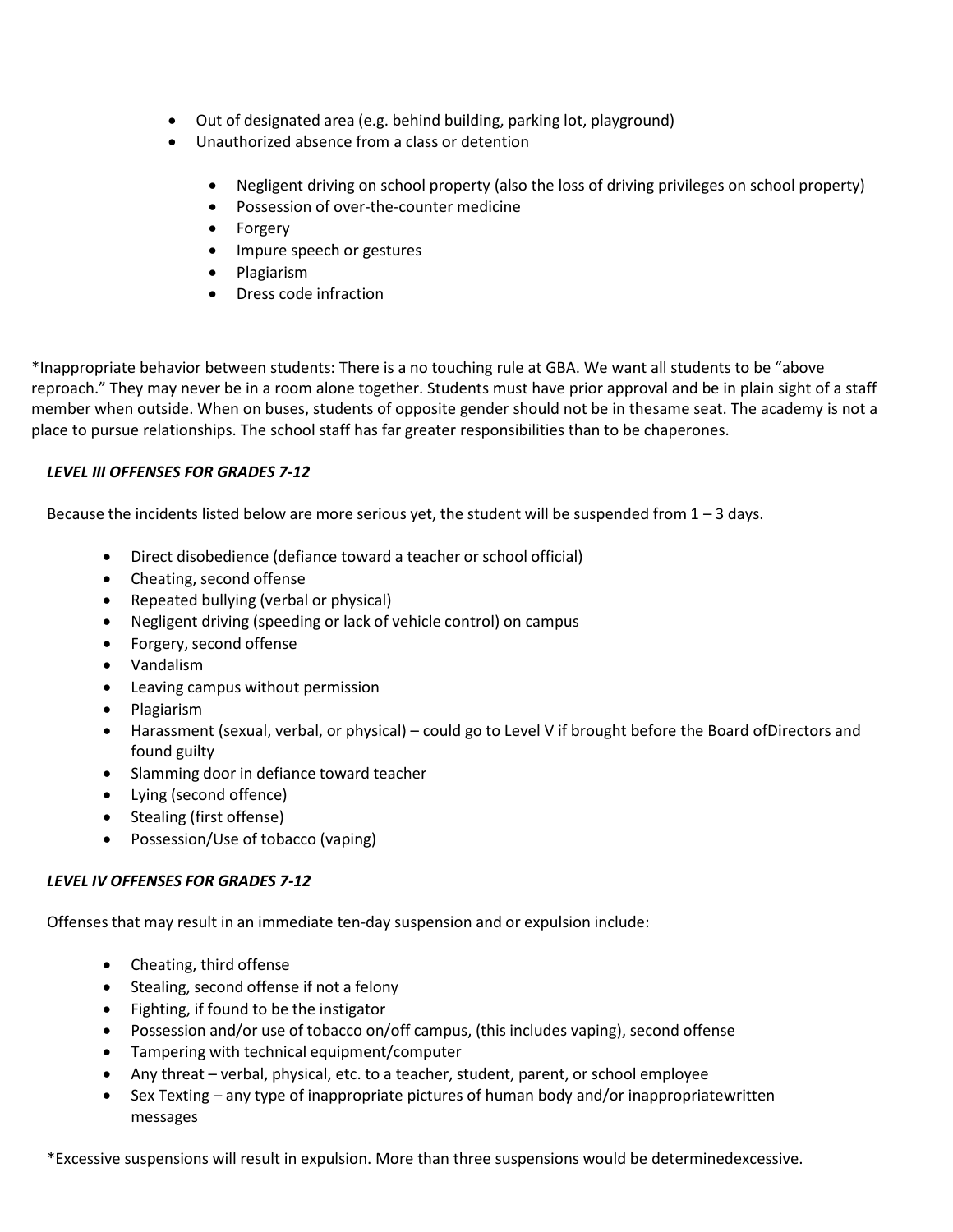- Out of designated area (e.g. behind building, parking lot, playground)
- Unauthorized absence from a class or detention
    - Negligent driving on school property (also the loss of driving privileges on school property)
    - Possession of over-the-counter medicine
    - Forgery
    - Impure speech or gestures
    - Plagiarism
    - Dress code infraction

*Inappropriate behavior between students: There is a no touching rule at GBA. We want all students to be "above reproach." They may never be in a room alone together. Students must have prior approval and be in plain sight of a staff member when outside. When on buses, students of opposite gender should not be in thesame seat. The academy is not a place to pursue relationships. The school staff has far greater responsibilities than to be chaperones.

### *LEVEL III OFFENSES FOR GRADES 7-12*

Because the incidents listed below are more serious yet, the student will be suspended from 1 – 3 days.

- Direct disobedience (defiance toward a teacher or school official)
- Cheating, second offense
- Repeated bullying (verbal or physical)
- Negligent driving (speeding or lack of vehicle control) on campus
- Forgery, second offense
- Vandalism
- Leaving campus without permission
- Plagiarism
- Harassment (sexual, verbal, or physical) – could go to Level V if brought before the Board ofDirectors and found guilty
- Slamming door in defiance toward teacher
- Lying (second offence)
- Stealing (first offense)
- Possession/Use of tobacco (vaping)

### *LEVEL IV OFFENSES FOR GRADES 7-12*

Offenses that may result in an immediate ten-day suspension and or expulsion include:

- Cheating, third offense
- Stealing, second offense if not a felony
- Fighting, if found to be the instigator
- Possession and/or use of tobacco on/off campus, (this includes vaping), second offense
- Tampering with technical equipment/computer
- Any threat – verbal, physical, etc. to a teacher, student, parent, or school employee
- Sex Texting – any type of inappropriate pictures of human body and/or inappropriatewritten messages

*Excessive suspensions will result in expulsion. More than three suspensions would be determinedexcessive.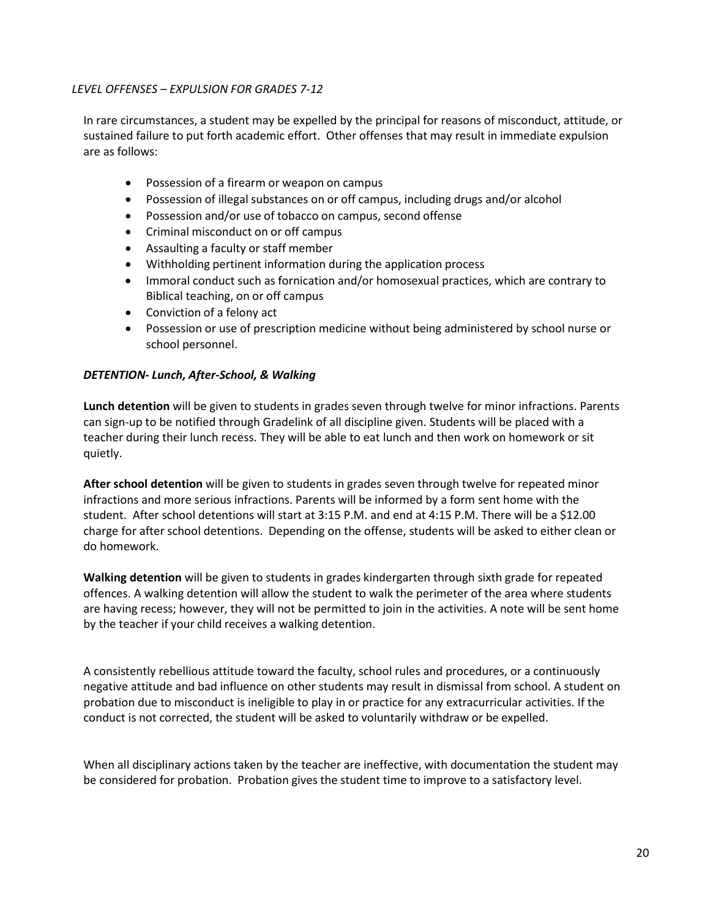*LEVEL OFFENSES – EXPULSION FOR GRADES 7-12*

In rare circumstances, a student may be expelled by the principal for reasons of misconduct, attitude, or sustained failure to put forth academic effort. Other offenses that may result in immediate expulsion are as follows:

- Possession of a firearm or weapon on campus
- Possession of illegal substances on or off campus, including drugs and/or alcohol
- Possession and/or use of tobacco on campus, second offense
- Criminal misconduct on or off campus
- Assaulting a faculty or staff member
- Withholding pertinent information during the application process
- Immoral conduct such as fornication and/or homosexual practices, which are contrary to Biblical teaching, on or off campus
- Conviction of a felony act
- Possession or use of prescription medicine without being administered by school nurse or school personnel.

***DETENTION- Lunch, After-School, & Walking***

**Lunch detention** will be given to students in grades seven through twelve for minor infractions. Parents can sign-up to be notified through Gradelink of all discipline given. Students will be placed with a teacher during their lunch recess. They will be able to eat lunch and then work on homework or sit quietly.

**After school detention** will be given to students in grades seven through twelve for repeated minor infractions and more serious infractions. Parents will be informed by a form sent home with the student. After school detentions will start at 3:15 P.M. and end at 4:15 P.M. There will be a $12.00 charge for after school detentions. Depending on the offense, students will be asked to either clean or do homework.

**Walking detention** will be given to students in grades kindergarten through sixth grade for repeated offences. A walking detention will allow the student to walk the perimeter of the area where students are having recess; however, they will not be permitted to join in the activities. A note will be sent home by the teacher if your child receives a walking detention.

A consistently rebellious attitude toward the faculty, school rules and procedures, or a continuously negative attitude and bad influence on other students may result in dismissal from school. A student on probation due to misconduct is ineligible to play in or practice for any extracurricular activities. If the conduct is not corrected, the student will be asked to voluntarily withdraw or be expelled.

When all disciplinary actions taken by the teacher are ineffective, with documentation the student may be considered for probation. Probation gives the student time to improve to a satisfactory level.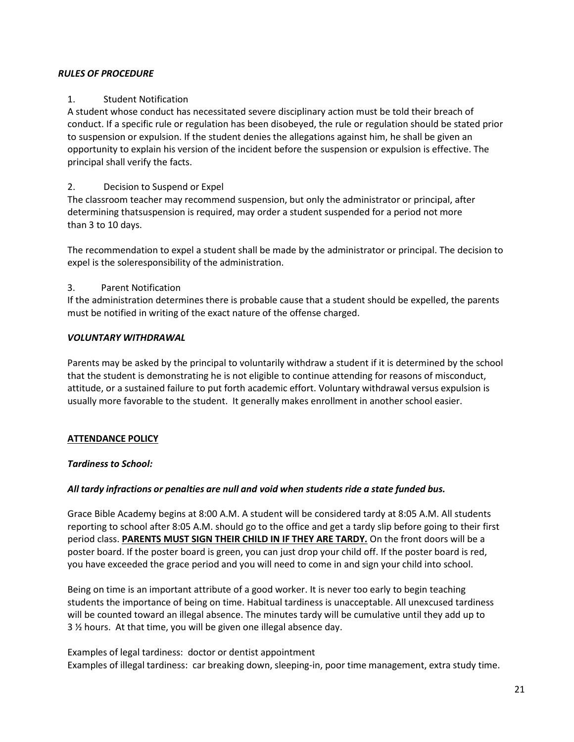***RULES OF PROCEDURE***

1. Student Notification

A student whose conduct has necessitated severe disciplinary action must be told their breach of conduct. If a specific rule or regulation has been disobeyed, the rule or regulation should be stated prior to suspension or expulsion. If the student denies the allegations against him, he shall be given an opportunity to explain his version of the incident before the suspension or expulsion is effective. The principal shall verify the facts.

2. Decision to Suspend or Expel

The classroom teacher may recommend suspension, but only the administrator or principal, after determining thatsuspension is required, may order a student suspended for a period not more than 3 to 10 days.

The recommendation to expel a student shall be made by the administrator or principal. The decision to expel is the soleresponsibility of the administration.

3. Parent Notification

If the administration determines there is probable cause that a student should be expelled, the parents must be notified in writing of the exact nature of the offense charged.

***VOLUNTARY WITHDRAWAL***

Parents may be asked by the principal to voluntarily withdraw a student if it is determined by the school that the student is demonstrating he is not eligible to continue attending for reasons of misconduct, attitude, or a sustained failure to put forth academic effort. Voluntary withdrawal versus expulsion is usually more favorable to the student. It generally makes enrollment in another school easier.

<u>**ATTENDANCE POLICY**</u>

***Tardiness to School:***

***All tardy infractions or penalties are null and void when students ride a state funded bus.***

Grace Bible Academy begins at 8:00 A.M. A student will be considered tardy at 8:05 A.M. All students reporting to school after 8:05 A.M. should go to the office and get a tardy slip before going to their first period class. <u>**PARENTS MUST SIGN THEIR CHILD IN IF THEY ARE TARDY.**</u> On the front doors will be a poster board. If the poster board is green, you can just drop your child off. If the poster board is red, you have exceeded the grace period and you will need to come in and sign your child into school.

Being on time is an important attribute of a good worker. It is never too early to begin teaching students the importance of being on time. Habitual tardiness is unacceptable. All unexcused tardiness will be counted toward an illegal absence. The minutes tardy will be cumulative until they add up to 3 ½ hours. At that time, you will be given one illegal absence day.

Examples of legal tardiness: doctor or dentist appointment

Examples of illegal tardiness: car breaking down, sleeping-in, poor time management, extra study time.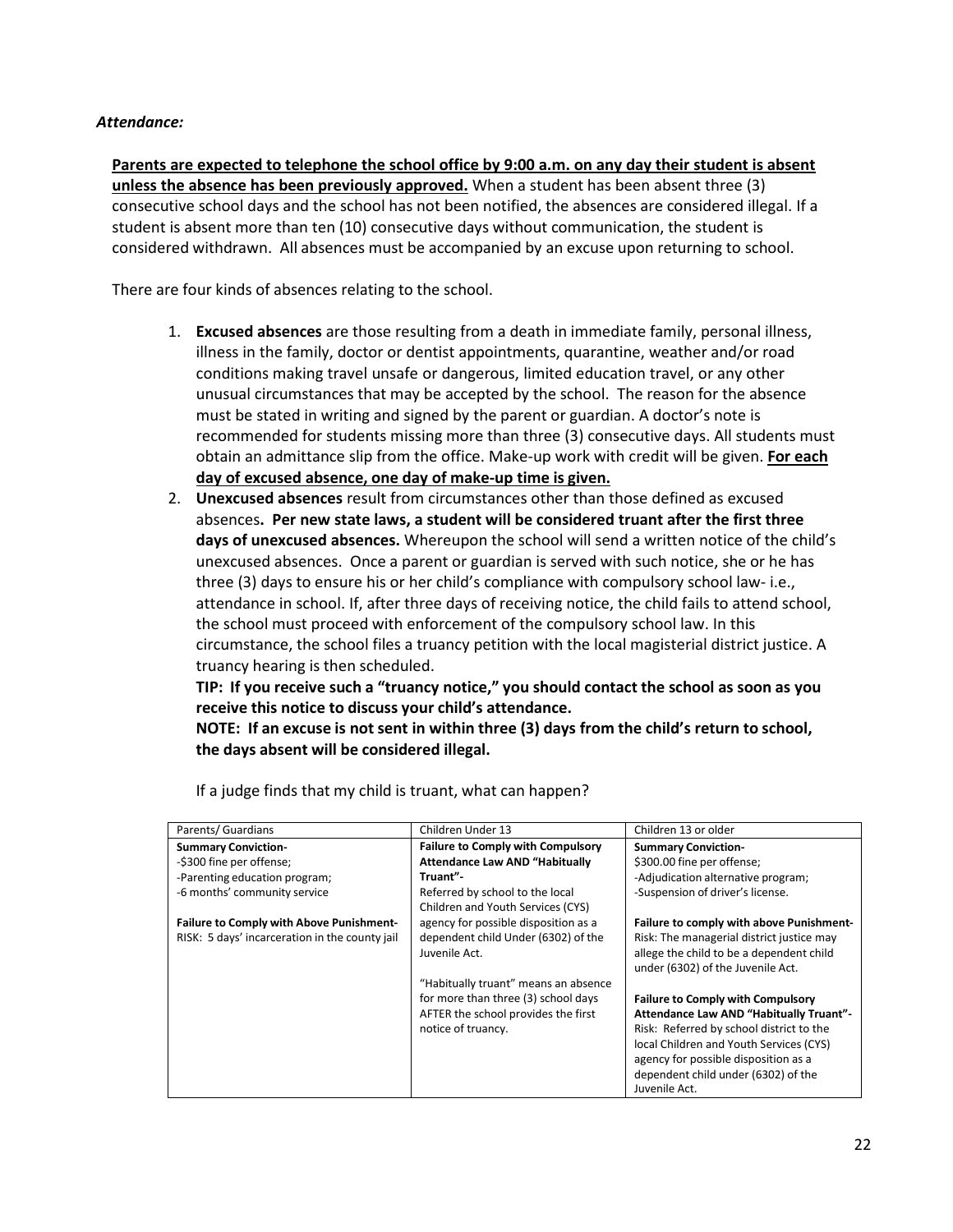*Attendance:*

**Parents are expected to telephone the school office by 9:00 a.m. on any day their student is absent unless the absence has been previously approved.** When a student has been absent three (3) consecutive school days and the school has not been notified, the absences are considered illegal. If a student is absent more than ten (10) consecutive days without communication, the student is considered withdrawn. All absences must be accompanied by an excuse upon returning to school.

There are four kinds of absences relating to the school.

1. **Excused absences** are those resulting from a death in immediate family, personal illness, illness in the family, doctor or dentist appointments, quarantine, weather and/or road conditions making travel unsafe or dangerous, limited education travel, or any other unusual circumstances that may be accepted by the school. The reason for the absence must be stated in writing and signed by the parent or guardian. A doctor's note is recommended for students missing more than three (3) consecutive days. All students must obtain an admittance slip from the office. Make-up work with credit will be given. **For each day of excused absence, one day of make-up time is given.**
2. **Unexcused absences** result from circumstances other than those defined as excused absences**. Per new state laws, a student will be considered truant after the first three days of unexcused absences.** Whereupon the school will send a written notice of the child's unexcused absences. Once a parent or guardian is served with such notice, she or he has three (3) days to ensure his or her child's compliance with compulsory school law- i.e., attendance in school. If, after three days of receiving notice, the child fails to attend school, the school must proceed with enforcement of the compulsory school law. In this circumstance, the school files a truancy petition with the local magisterial district justice. A truancy hearing is then scheduled.
   **TIP: If you receive such a "truancy notice," you should contact the school as soon as you receive this notice to discuss your child's attendance.**
   **NOTE: If an excuse is not sent in within three (3) days from the child's return to school, the days absent will be considered illegal.**

If a judge finds that my child is truant, what can happen?

| Parents/ Guardians | Children Under 13 | Children 13 or older |
|---|---|---|
| **Summary Conviction-**<br>-$300 fine per offense;<br>-Parenting education program;<br>-6 months' community service<br><br>**Failure to Comply with Above Punishment-**<br>RISK: 5 days' incarceration in the county jail | **Failure to Comply with Compulsory Attendance Law AND "Habitually Truant"-**<br>Referred by school to the local Children and Youth Services (CYS) agency for possible disposition as a dependent child Under (6302) of the Juvenile Act.<br><br>"Habitually truant" means an absence for more than three (3) school days AFTER the school provides the first notice of truancy. | **Summary Conviction-**<br>$300.00 fine per offense;<br>-Adjudication alternative program;<br>-Suspension of driver's license.<br><br>**Failure to comply with above Punishment-**<br>Risk: The managerial district justice may allege the child to be a dependent child under (6302) of the Juvenile Act.<br><br>**Failure to Comply with Compulsory Attendance Law AND "Habitually Truant"-**<br>Risk: Referred by school district to the local Children and Youth Services (CYS) agency for possible disposition as a dependent child under (6302) of the Juvenile Act. |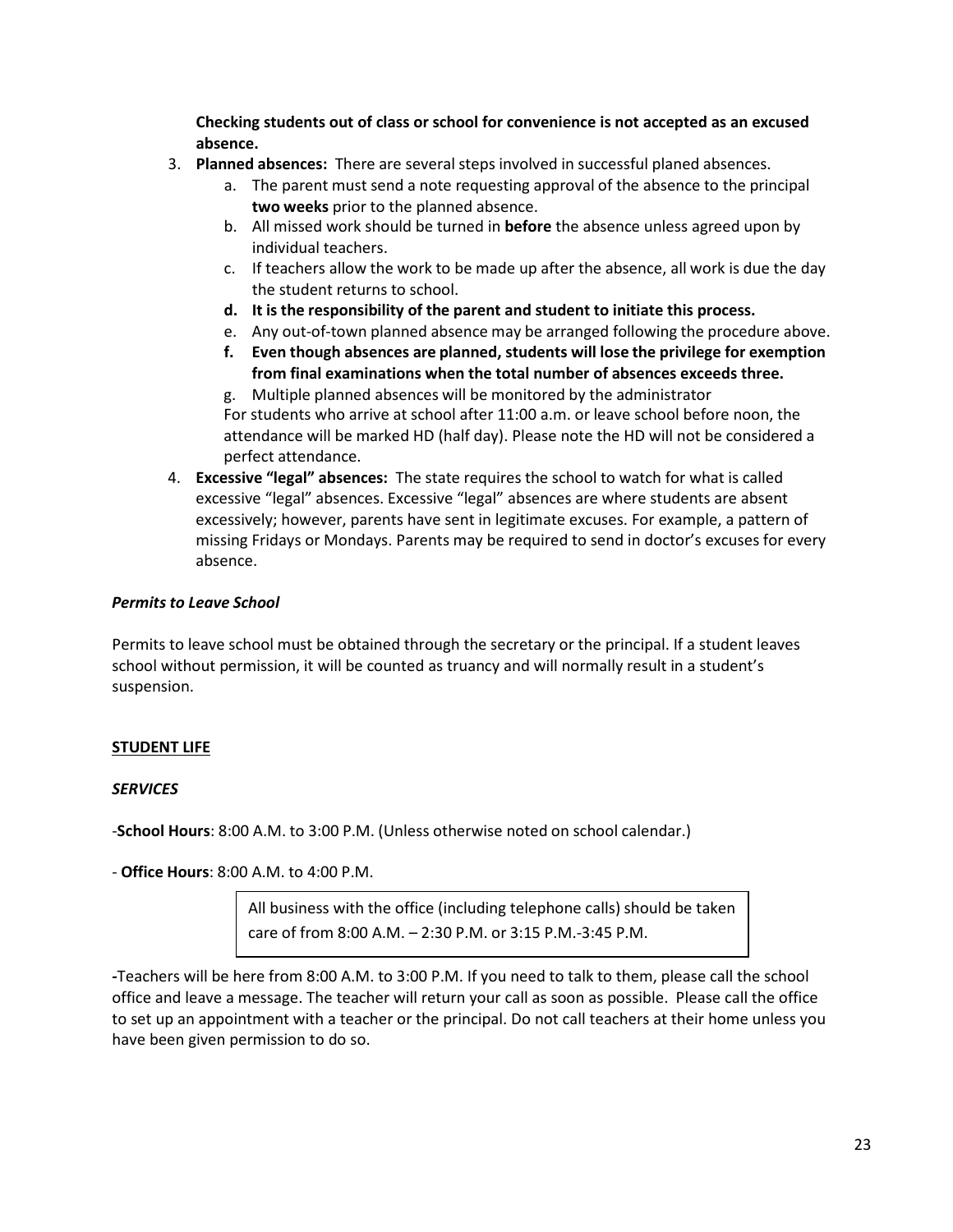**Checking students out of class or school for convenience is not accepted as an excused absence.**

3. **Planned absences:** There are several steps involved in successful planed absences.
    a. The parent must send a note requesting approval of the absence to the principal **two weeks** prior to the planned absence.
    b. All missed work should be turned in **before** the absence unless agreed upon by individual teachers.
    c. If teachers allow the work to be made up after the absence, all work is due the day the student returns to school.
    d. **It is the responsibility of the parent and student to initiate this process.**
    e. Any out-of-town planned absence may be arranged following the procedure above.
    f. **Even though absences are planned, students will lose the privilege for exemption from final examinations when the total number of absences exceeds three.**
    g. Multiple planned absences will be monitored by the administrator

    For students who arrive at school after 11:00 a.m. or leave school before noon, the attendance will be marked HD (half day). Please note the HD will not be considered a perfect attendance.
4. **Excessive "legal" absences:** The state requires the school to watch for what is called excessive "legal" absences. Excessive "legal" absences are where students are absent excessively; however, parents have sent in legitimate excuses. For example, a pattern of missing Fridays or Mondays. Parents may be required to send in doctor's excuses for every absence.

***Permits to Leave School***

Permits to leave school must be obtained through the secretary or the principal. If a student leaves school without permission, it will be counted as truancy and will normally result in a student's suspension.

**STUDENT LIFE**

***SERVICES***

-**School Hours**: 8:00 A.M. to 3:00 P.M. (Unless otherwise noted on school calendar.)

- **Office Hours**: 8:00 A.M. to 4:00 P.M.

> All business with the office (including telephone calls) should be taken care of from 8:00 A.M. – 2:30 P.M. or 3:15 P.M.-3:45 P.M.

-Teachers will be here from 8:00 A.M. to 3:00 P.M. If you need to talk to them, please call the school office and leave a message. The teacher will return your call as soon as possible. Please call the office to set up an appointment with a teacher or the principal. Do not call teachers at their home unless you have been given permission to do so.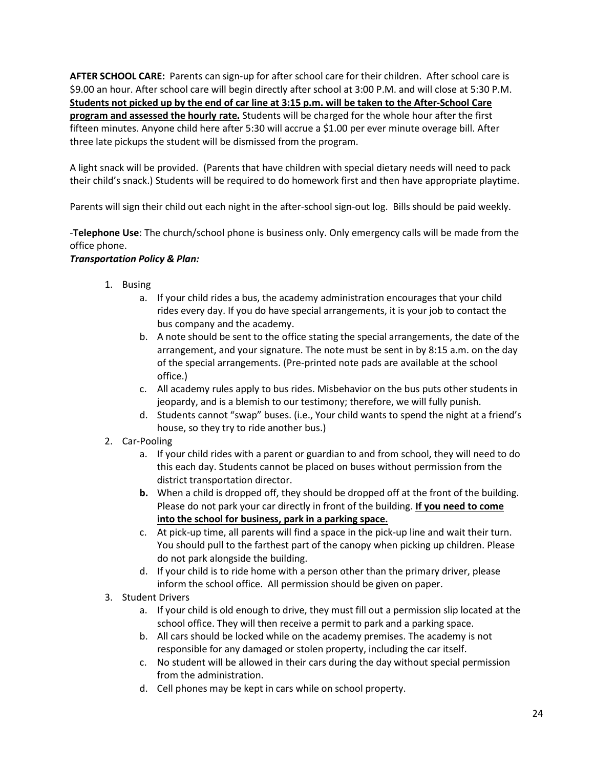**AFTER SCHOOL CARE:** Parents can sign-up for after school care for their children. After school care is $9.00 an hour. After school care will begin directly after school at 3:00 P.M. and will close at 5:30 P.M. **<u>Students not picked up by the end of car line at 3:15 p.m. will be taken to the After-School Care program and assessed the hourly rate.</u>** Students will be charged for the whole hour after the first fifteen minutes. Anyone child here after 5:30 will accrue a $1.00 per ever minute overage bill. After three late pickups the student will be dismissed from the program.

A light snack will be provided. (Parents that have children with special dietary needs will need to pack their child's snack.) Students will be required to do homework first and then have appropriate playtime.

Parents will sign their child out each night in the after-school sign-out log. Bills should be paid weekly.

-**Telephone Use**: The church/school phone is business only. Only emergency calls will be made from the office phone.

***Transportation Policy & Plan:***

1. Busing
   a. If your child rides a bus, the academy administration encourages that your child rides every day. If you do have special arrangements, it is your job to contact the bus company and the academy.
   b. A note should be sent to the office stating the special arrangements, the date of the arrangement, and your signature. The note must be sent in by 8:15 a.m. on the day of the special arrangements. (Pre-printed note pads are available at the school office.)
   c. All academy rules apply to bus rides. Misbehavior on the bus puts other students in jeopardy, and is a blemish to our testimony; therefore, we will fully punish.
   d. Students cannot "swap" buses. (i.e., Your child wants to spend the night at a friend's house, so they try to ride another bus.)
2. Car-Pooling
   a. If your child rides with a parent or guardian to and from school, they will need to do this each day. Students cannot be placed on buses without permission from the district transportation director.
   **b.** When a child is dropped off, they should be dropped off at the front of the building. Please do not park your car directly in front of the building. **<u>If you need to come into the school for business, park in a parking space.</u>**
   c. At pick-up time, all parents will find a space in the pick-up line and wait their turn. You should pull to the farthest part of the canopy when picking up children. Please do not park alongside the building.
   d. If your child is to ride home with a person other than the primary driver, please inform the school office. All permission should be given on paper.
3. Student Drivers
   a. If your child is old enough to drive, they must fill out a permission slip located at the school office. They will then receive a permit to park and a parking space.
   b. All cars should be locked while on the academy premises. The academy is not responsible for any damaged or stolen property, including the car itself.
   c. No student will be allowed in their cars during the day without special permission from the administration.
   d. Cell phones may be kept in cars while on school property.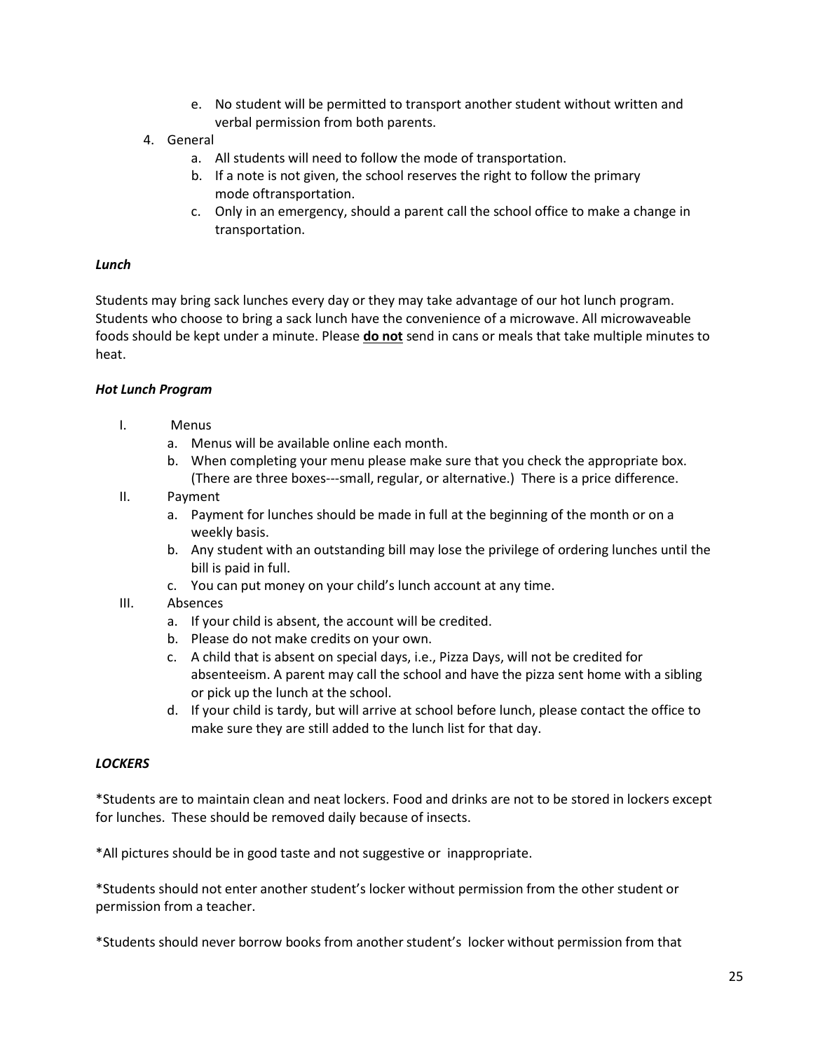e. No student will be permitted to transport another student without written and verbal permission from both parents.

4. General
   a. All students will need to follow the mode of transportation.
   b. If a note is not given, the school reserves the right to follow the primary mode oftransportation.
   c. Only in an emergency, should a parent call the school office to make a change in transportation.

***Lunch***

Students may bring sack lunches every day or they may take advantage of our hot lunch program. Students who choose to bring a sack lunch have the convenience of a microwave. All microwaveable foods should be kept under a minute. Please **<u>do not</u>** send in cans or meals that take multiple minutes to heat.

***Hot Lunch Program***

I. Menus
   a. Menus will be available online each month.
   b. When completing your menu please make sure that you check the appropriate box. (There are three boxes---small, regular, or alternative.) There is a price difference.

II. Payment
   a. Payment for lunches should be made in full at the beginning of the month or on a weekly basis.
   b. Any student with an outstanding bill may lose the privilege of ordering lunches until the bill is paid in full.
   c. You can put money on your child's lunch account at any time.

III. Absences
   a. If your child is absent, the account will be credited.
   b. Please do not make credits on your own.
   c. A child that is absent on special days, i.e., Pizza Days, will not be credited for absenteeism. A parent may call the school and have the pizza sent home with a sibling or pick up the lunch at the school.
   d. If your child is tardy, but will arrive at school before lunch, please contact the office to make sure they are still added to the lunch list for that day.

***LOCKERS***

*Students are to maintain clean and neat lockers. Food and drinks are not to be stored in lockers except for lunches. These should be removed daily because of insects.

*All pictures should be in good taste and not suggestive or inappropriate.

*Students should not enter another student's locker without permission from the other student or permission from a teacher.

*Students should never borrow books from another student's locker without permission from that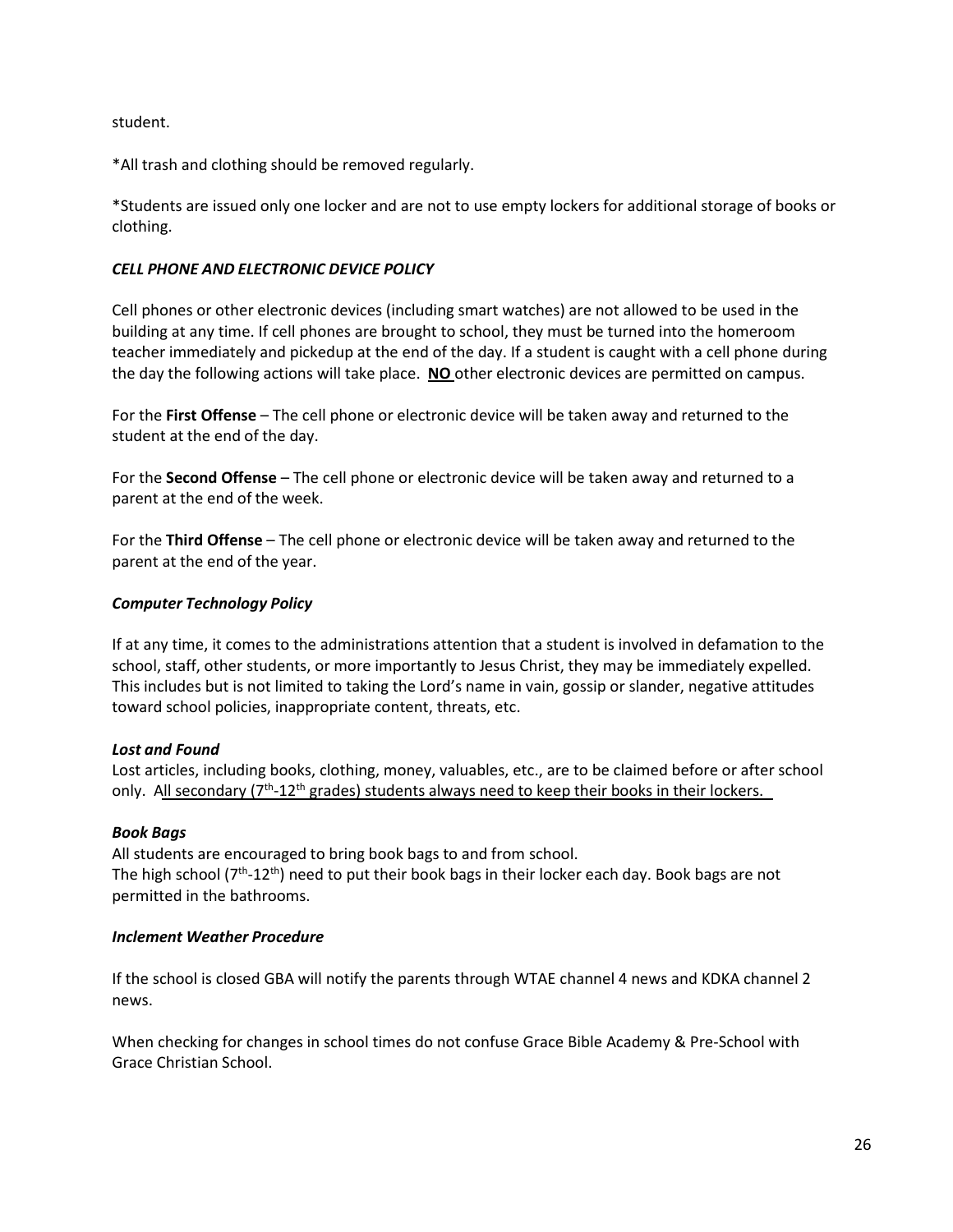student.

*All trash and clothing should be removed regularly.

*Students are issued only one locker and are not to use empty lockers for additional storage of books or clothing.

### *CELL PHONE AND ELECTRONIC DEVICE POLICY*

Cell phones or other electronic devices (including smart watches) are not allowed to be used in the building at any time. If cell phones are brought to school, they must be turned into the homeroom teacher immediately and pickedup at the end of the day. If a student is caught with a cell phone during the day the following actions will take place. **NO** other electronic devices are permitted on campus.

For the **First Offense** – The cell phone or electronic device will be taken away and returned to the student at the end of the day.

For the **Second Offense** – The cell phone or electronic device will be taken away and returned to a parent at the end of the week.

For the **Third Offense** – The cell phone or electronic device will be taken away and returned to the parent at the end of the year.

### *Computer Technology Policy*

If at any time, it comes to the administrations attention that a student is involved in defamation to the school, staff, other students, or more importantly to Jesus Christ, they may be immediately expelled. This includes but is not limited to taking the Lord's name in vain, gossip or slander, negative attitudes toward school policies, inappropriate content, threats, etc.

### *Lost and Found*

Lost articles, including books, clothing, money, valuables, etc., are to be claimed before or after school only. All secondary (7th-12th grades) students always need to keep their books in their lockers.

### *Book Bags*

All students are encouraged to bring book bags to and from school.
The high school (7th-12th) need to put their book bags in their locker each day. Book bags are not permitted in the bathrooms.

### *Inclement Weather Procedure*

If the school is closed GBA will notify the parents through WTAE channel 4 news and KDKA channel 2 news.

When checking for changes in school times do not confuse Grace Bible Academy & Pre-School with Grace Christian School.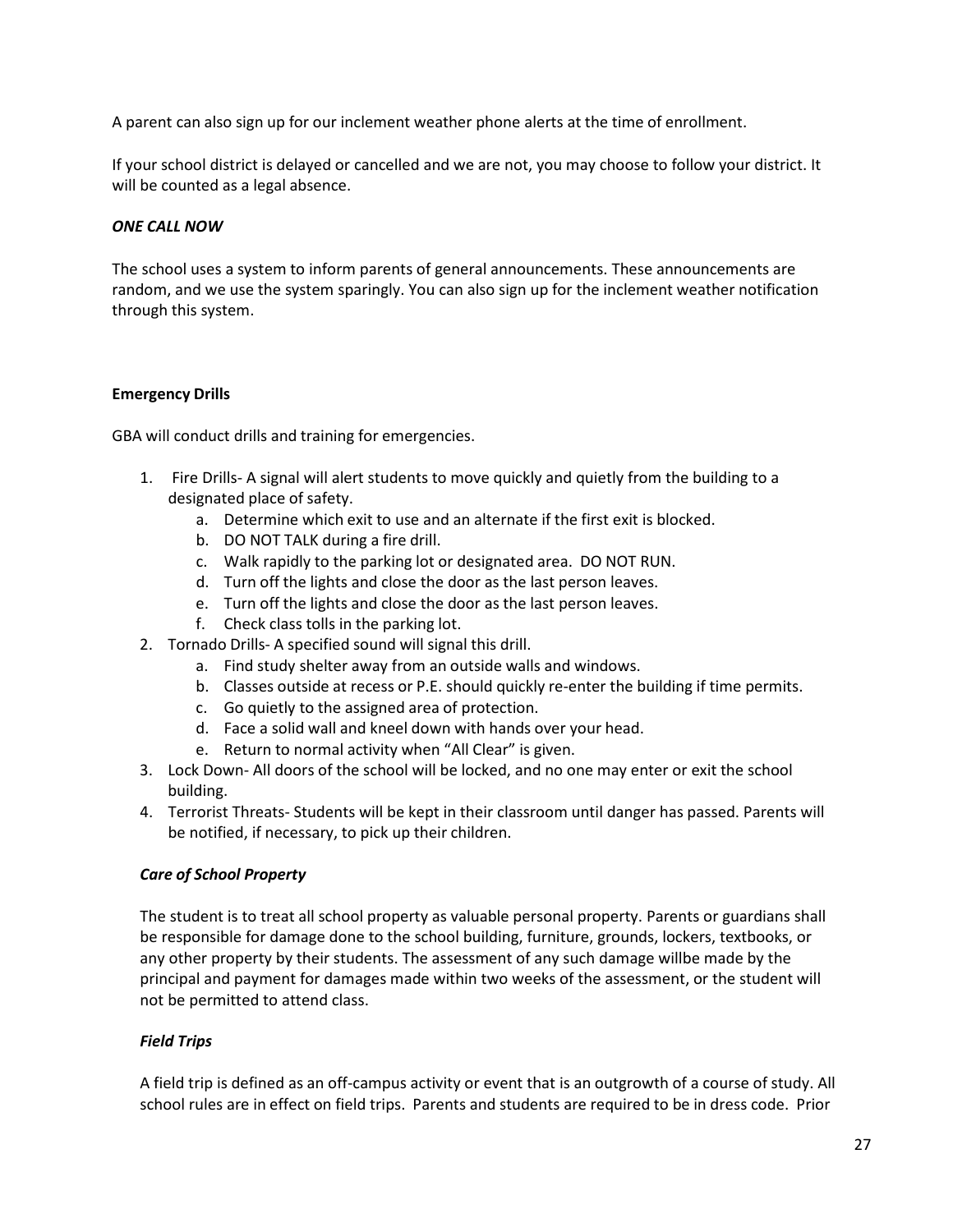A parent can also sign up for our inclement weather phone alerts at the time of enrollment.

If your school district is delayed or cancelled and we are not, you may choose to follow your district. It will be counted as a legal absence.

***ONE CALL NOW***

The school uses a system to inform parents of general announcements. These announcements are random, and we use the system sparingly. You can also sign up for the inclement weather notification through this system.

**Emergency Drills**

GBA will conduct drills and training for emergencies.

1. Fire Drills- A signal will alert students to move quickly and quietly from the building to a designated place of safety.
   a. Determine which exit to use and an alternate if the first exit is blocked.
   b. DO NOT TALK during a fire drill.
   c. Walk rapidly to the parking lot or designated area. DO NOT RUN.
   d. Turn off the lights and close the door as the last person leaves.
   e. Turn off the lights and close the door as the last person leaves.
   f. Check class tolls in the parking lot.
2. Tornado Drills- A specified sound will signal this drill.
   a. Find study shelter away from an outside walls and windows.
   b. Classes outside at recess or P.E. should quickly re-enter the building if time permits.
   c. Go quietly to the assigned area of protection.
   d. Face a solid wall and kneel down with hands over your head.
   e. Return to normal activity when "All Clear" is given.
3. Lock Down- All doors of the school will be locked, and no one may enter or exit the school building.
4. Terrorist Threats- Students will be kept in their classroom until danger has passed. Parents will be notified, if necessary, to pick up their children.

***Care of School Property***

The student is to treat all school property as valuable personal property. Parents or guardians shall be responsible for damage done to the school building, furniture, grounds, lockers, textbooks, or any other property by their students. The assessment of any such damage willbe made by the principal and payment for damages made within two weeks of the assessment, or the student will not be permitted to attend class.

***Field Trips***

A field trip is defined as an off-campus activity or event that is an outgrowth of a course of study. All school rules are in effect on field trips. Parents and students are required to be in dress code. Prior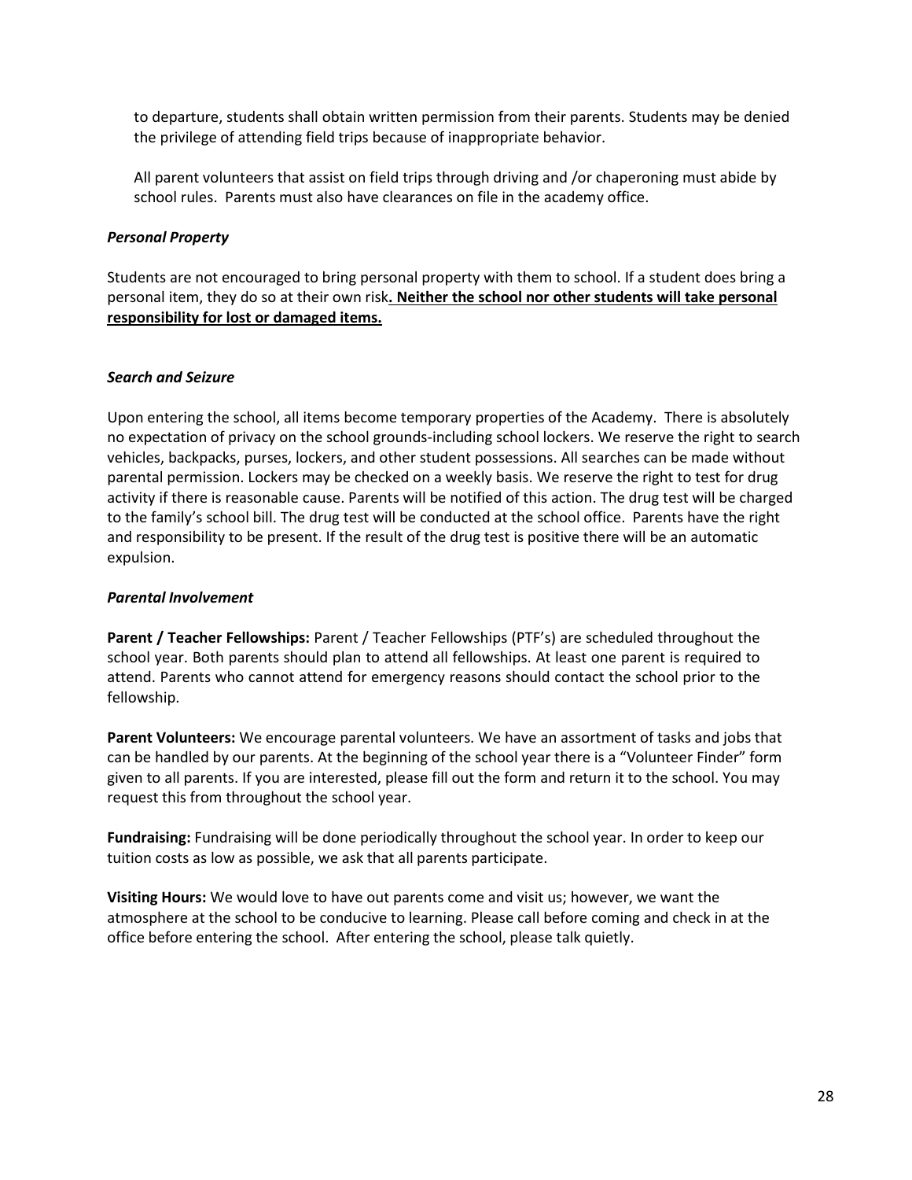to departure, students shall obtain written permission from their parents. Students may be denied the privilege of attending field trips because of inappropriate behavior.

All parent volunteers that assist on field trips through driving and /or chaperoning must abide by school rules. Parents must also have clearances on file in the academy office.

***Personal Property***

Students are not encouraged to bring personal property with them to school. If a student does bring a personal item, they do so at their own risk**. <u>Neither the school nor other students will take personal responsibility for lost or damaged items.</u>**

***Search and Seizure***

Upon entering the school, all items become temporary properties of the Academy. There is absolutely no expectation of privacy on the school grounds-including school lockers. We reserve the right to search vehicles, backpacks, purses, lockers, and other student possessions. All searches can be made without parental permission. Lockers may be checked on a weekly basis. We reserve the right to test for drug activity if there is reasonable cause. Parents will be notified of this action. The drug test will be charged to the family's school bill. The drug test will be conducted at the school office. Parents have the right and responsibility to be present. If the result of the drug test is positive there will be an automatic expulsion.

***Parental Involvement***

**Parent / Teacher Fellowships:** Parent / Teacher Fellowships (PTF's) are scheduled throughout the school year. Both parents should plan to attend all fellowships. At least one parent is required to attend. Parents who cannot attend for emergency reasons should contact the school prior to the fellowship.

**Parent Volunteers:** We encourage parental volunteers. We have an assortment of tasks and jobs that can be handled by our parents. At the beginning of the school year there is a "Volunteer Finder" form given to all parents. If you are interested, please fill out the form and return it to the school. You may request this from throughout the school year.

**Fundraising:** Fundraising will be done periodically throughout the school year. In order to keep our tuition costs as low as possible, we ask that all parents participate.

**Visiting Hours:** We would love to have out parents come and visit us; however, we want the atmosphere at the school to be conducive to learning. Please call before coming and check in at the office before entering the school. After entering the school, please talk quietly.